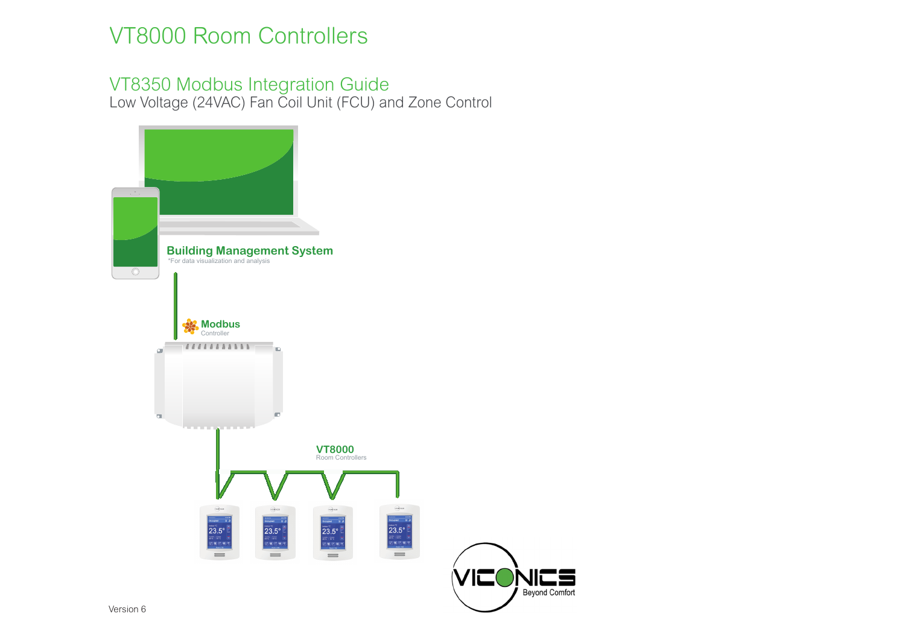# VT8000 Room Controllers

## VT8350 Modbus Integration Guide

Low Voltage (24VAC) Fan Coil Unit (FCU) and Zone Control

**Building Management System**
*For data visualization and analysis

**Modbus**
Controller

**VT8000**
Room Controllers

VICONICS
Beyond Comfort

Version 6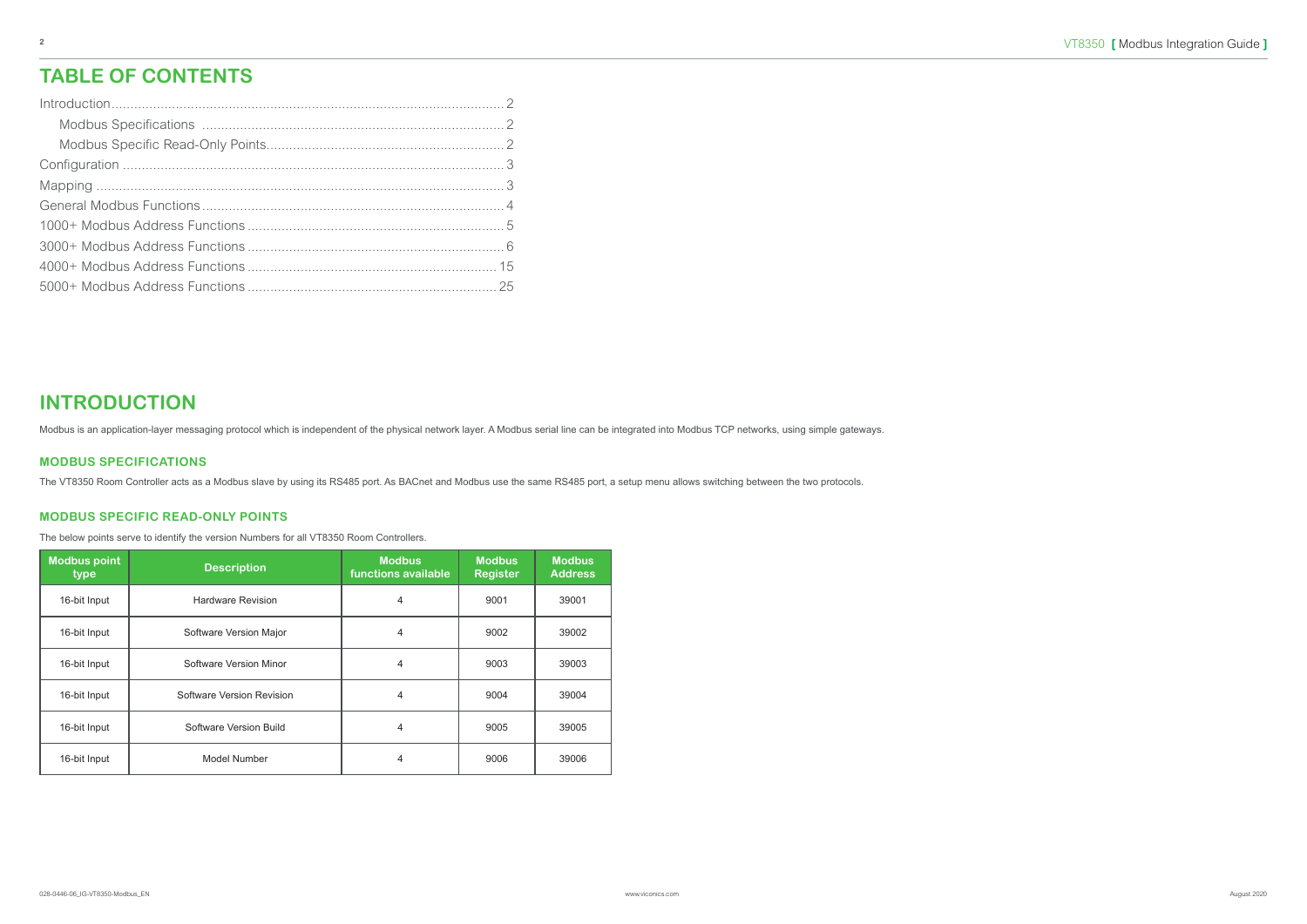# TABLE OF CONTENTS

Introduction........................................................................................................ 2
    Modbus Specifications ............................................................................... 2
    Modbus Specific Read-Only Points.............................................................. 2
Configuration .................................................................................................... 3
Mapping ........................................................................................................... 3
General Modbus Functions ............................................................................... 4
1000+ Modbus Address Functions ................................................................... 5
3000+ Modbus Address Functions ................................................................... 6
4000+ Modbus Address Functions ................................................................. 15
5000+ Modbus Address Functions ................................................................. 25

# INTRODUCTION

Modbus is an application-layer messaging protocol which is independent of the physical network layer. A Modbus serial line can be integrated into Modbus TCP networks, using simple gateways.

### MODBUS SPECIFICATIONS

The VT8350 Room Controller acts as a Modbus slave by using its RS485 port. As BACnet and Modbus use the same RS485 port, a setup menu allows switching between the two protocols.

### MODBUS SPECIFIC READ-ONLY POINTS

The below points serve to identify the version Numbers for all VT8350 Room Controllers.

| Modbus point type | Description | Modbus functions available | Modbus Register | Modbus Address |
|---|---|---|---|---|
| 16-bit Input | Hardware Revision | 4 | 9001 | 39001 |
| 16-bit Input | Software Version Major | 4 | 9002 | 39002 |
| 16-bit Input | Software Version Minor | 4 | 9003 | 39003 |
| 16-bit Input | Software Version Revision | 4 | 9004 | 39004 |
| 16-bit Input | Software Version Build | 4 | 9005 | 39005 |
| 16-bit Input | Model Number | 4 | 9006 | 39006 |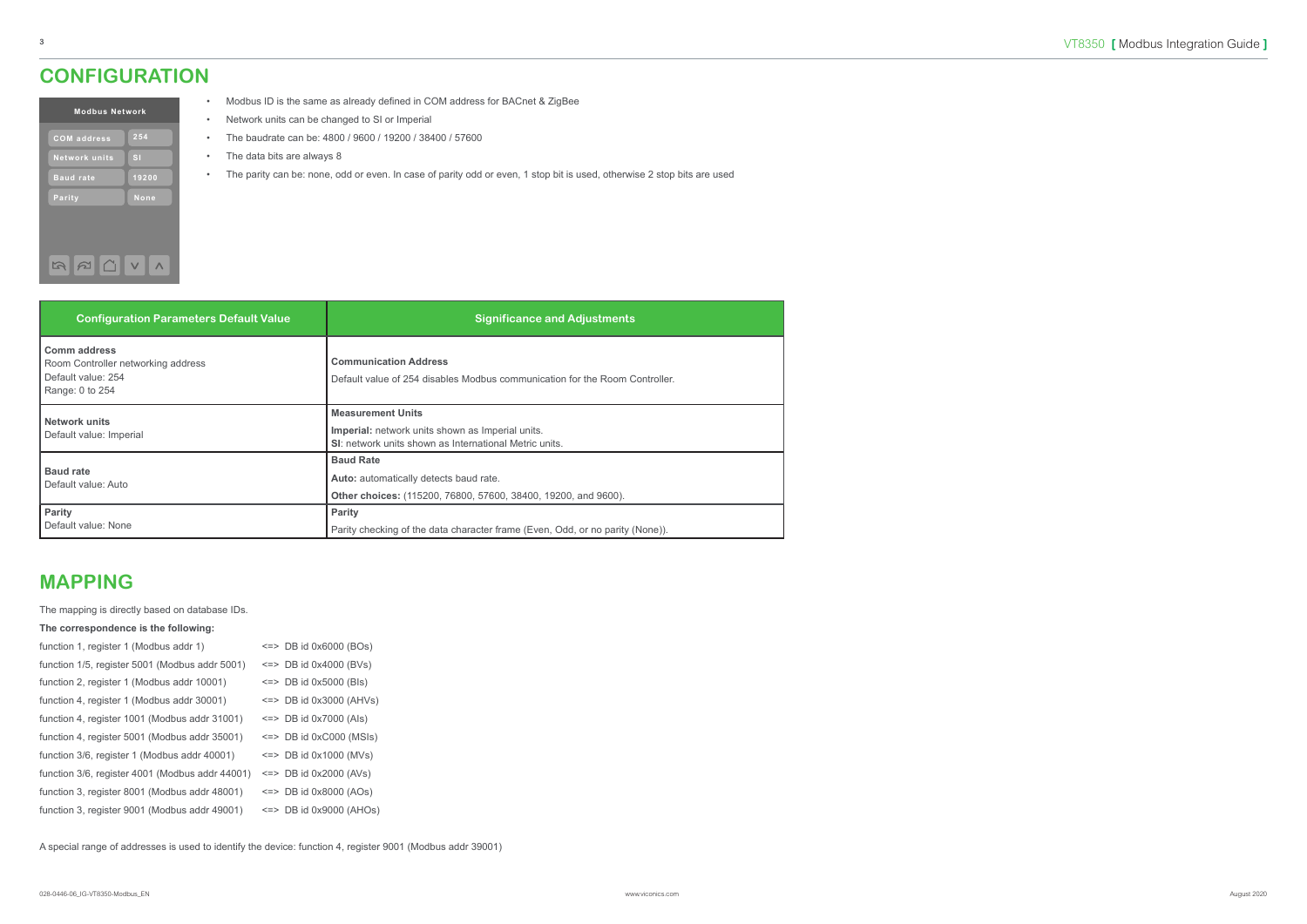# CONFIGURATION

| Modbus Network | |
|---|---|
| COM address | 254 |
| Network units | SI |
| Baud rate | 19200 |
| Parity | None |

- Modbus ID is the same as already defined in COM address for BACnet & ZigBee
- Network units can be changed to SI or Imperial
- The baudrate can be: 4800 / 9600 / 19200 / 38400 / 57600
- The data bits are always 8
- The parity can be: none, odd or even. In case of parity odd or even, 1 stop bit is used, otherwise 2 stop bits are used

| Configuration Parameters Default Value | Significance and Adjustments |
|---|---|
| **Comm address**<br>Room Controller networking address<br>Default value: 254<br>Range: 0 to 254 | **Communication Address**<br>Default value of 254 disables Modbus communication for the Room Controller. |
| **Network units**<br>Default value: Imperial | **Measurement Units**<br>**Imperial:** network units shown as Imperial units.<br>**SI**: network units shown as International Metric units. |
| **Baud rate**<br>Default value: Auto | **Baud Rate**<br>**Auto:** automatically detects baud rate.<br>**Other choices:** (115200, 76800, 57600, 38400, 19200, and 9600). |
| **Parity**<br>Default value: None | **Parity**<br>Parity checking of the data character frame (Even, Odd, or no parity (None)). |

# MAPPING

The mapping is directly based on database IDs.

**The correspondence is the following:**

function 1, register 1 (Modbus addr 1) <=> DB id 0x6000 (BOs)
function 1/5, register 5001 (Modbus addr 5001) <=> DB id 0x4000 (BVs)
function 2, register 1 (Modbus addr 10001) <=> DB id 0x5000 (BIs)
function 4, register 1 (Modbus addr 30001) <=> DB id 0x3000 (AHVs)
function 4, register 1001 (Modbus addr 31001) <=> DB id 0x7000 (AIs)
function 4, register 5001 (Modbus addr 35001) <=> DB id 0xC000 (MSIs)
function 3/6, register 1 (Modbus addr 40001) <=> DB id 0x1000 (MVs)
function 3/6, register 4001 (Modbus addr 44001) <=> DB id 0x2000 (AVs)
function 3, register 8001 (Modbus addr 48001) <=> DB id 0x8000 (AOs)
function 3, register 9001 (Modbus addr 49001) <=> DB id 0x9000 (AHOs)

A special range of addresses is used to identify the device: function 4, register 9001 (Modbus addr 39001)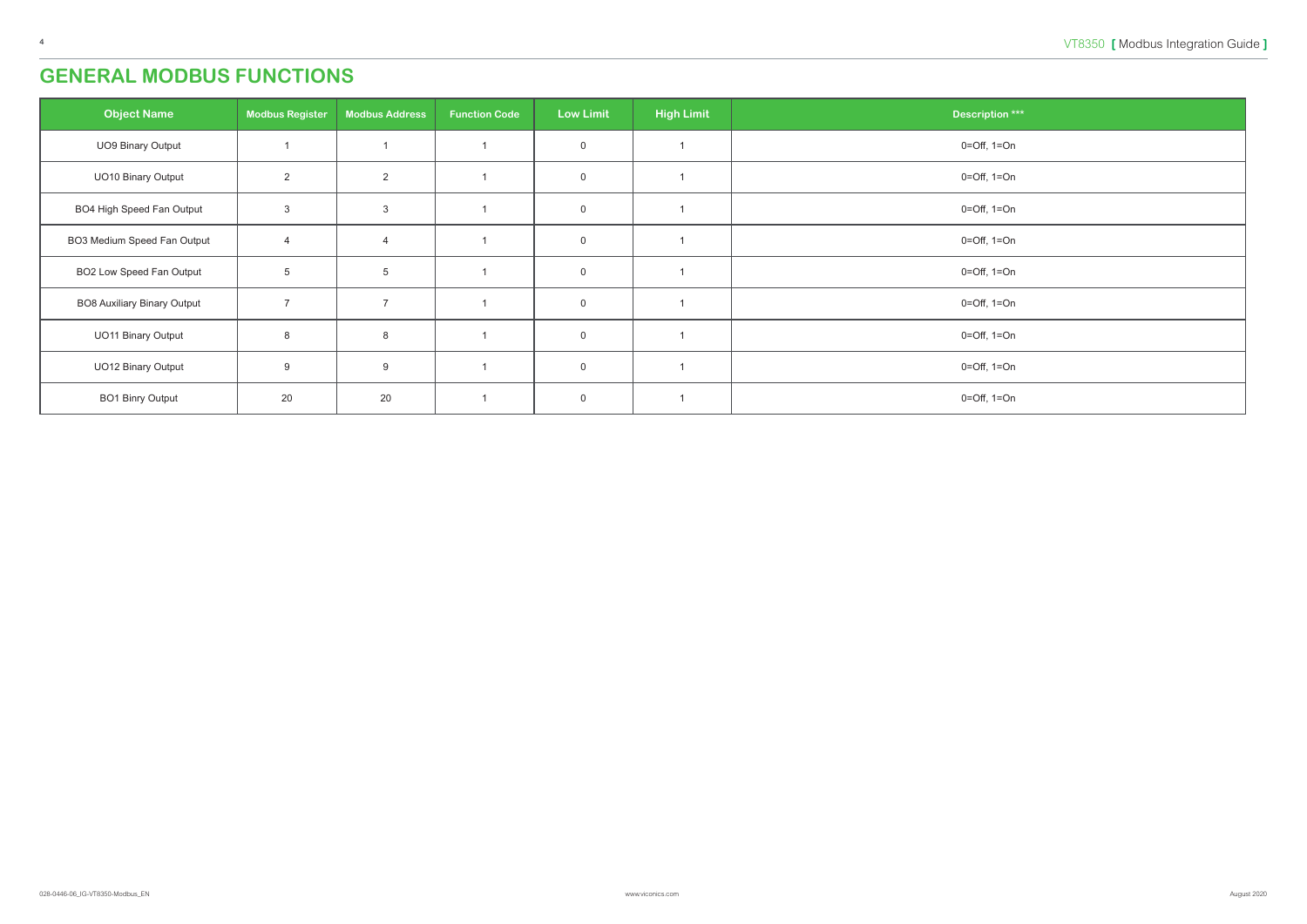# GENERAL MODBUS FUNCTIONS

| Object Name | Modbus Register | Modbus Address | Function Code | Low Limit | High Limit | Description *** |
|---|---|---|---|---|---|---|
| UO9 Binary Output | 1 | 1 | 1 | 0 | 1 | 0=Off, 1=On |
| UO10 Binary Output | 2 | 2 | 1 | 0 | 1 | 0=Off, 1=On |
| BO4 High Speed Fan Output | 3 | 3 | 1 | 0 | 1 | 0=Off, 1=On |
| BO3 Medium Speed Fan Output | 4 | 4 | 1 | 0 | 1 | 0=Off, 1=On |
| BO2 Low Speed Fan Output | 5 | 5 | 1 | 0 | 1 | 0=Off, 1=On |
| BO8 Auxiliary Binary Output | 7 | 7 | 1 | 0 | 1 | 0=Off, 1=On |
| UO11 Binary Output | 8 | 8 | 1 | 0 | 1 | 0=Off, 1=On |
| UO12 Binary Output | 9 | 9 | 1 | 0 | 1 | 0=Off, 1=On |
| BO1 Binry Output | 20 | 20 | 1 | 0 | 1 | 0=Off, 1=On |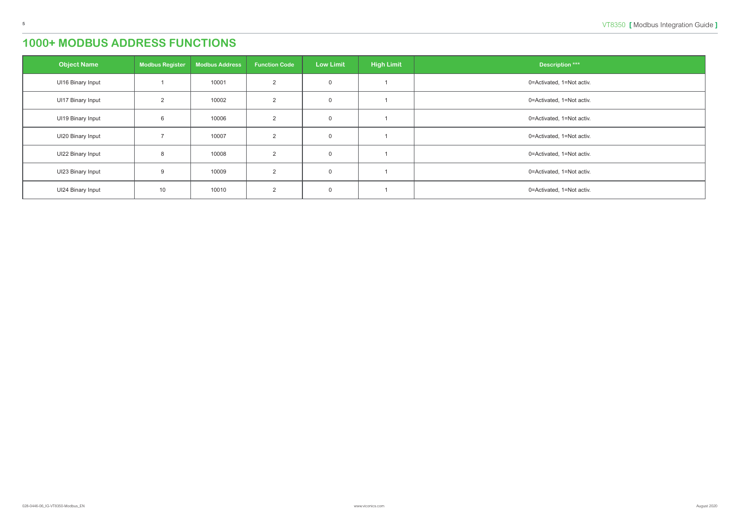# 1000+ MODBUS ADDRESS FUNCTIONS

| Object Name | Modbus Register | Modbus Address | Function Code | Low Limit | High Limit | Description *** |
|---|---|---|---|---|---|---|
| UI16 Binary Input | 1 | 10001 | 2 | 0 | 1 | 0=Activated, 1=Not activ. |
| UI17 Binary Input | 2 | 10002 | 2 | 0 | 1 | 0=Activated, 1=Not activ. |
| UI19 Binary Input | 6 | 10006 | 2 | 0 | 1 | 0=Activated, 1=Not activ. |
| UI20 Binary Input | 7 | 10007 | 2 | 0 | 1 | 0=Activated, 1=Not activ. |
| UI22 Binary Input | 8 | 10008 | 2 | 0 | 1 | 0=Activated, 1=Not activ. |
| UI23 Binary Input | 9 | 10009 | 2 | 0 | 1 | 0=Activated, 1=Not activ. |
| UI24 Binary Input | 10 | 10010 | 2 | 0 | 1 | 0=Activated, 1=Not activ. |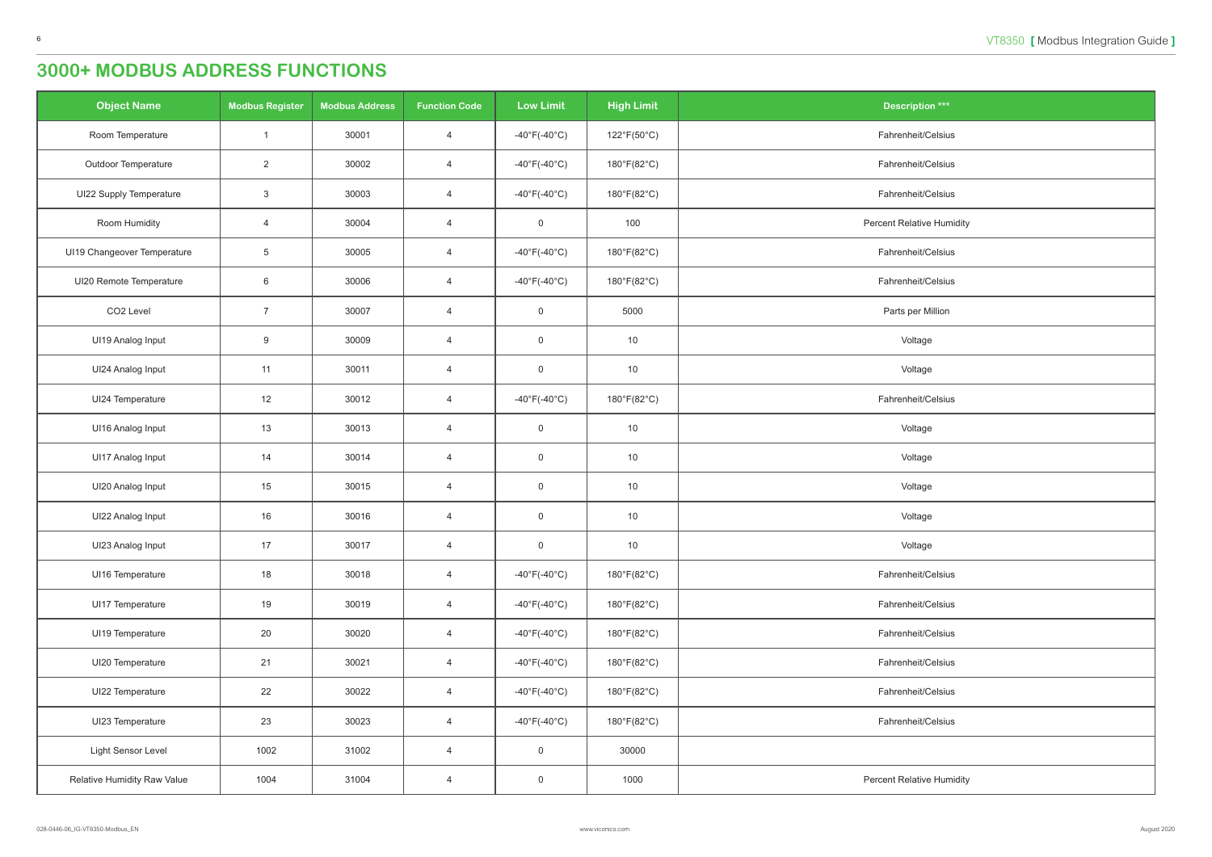# 3000+ MODBUS ADDRESS FUNCTIONS

| Object Name | Modbus Register | Modbus Address | Function Code | Low Limit | High Limit | Description *** |
|---|---|---|---|---|---|---|
| Room Temperature | 1 | 30001 | 4 | -40°F(-40°C) | 122°F(50°C) | Fahrenheit/Celsius |
| Outdoor Temperature | 2 | 30002 | 4 | -40°F(-40°C) | 180°F(82°C) | Fahrenheit/Celsius |
| UI22 Supply Temperature | 3 | 30003 | 4 | -40°F(-40°C) | 180°F(82°C) | Fahrenheit/Celsius |
| Room Humidity | 4 | 30004 | 4 | 0 | 100 | Percent Relative Humidity |
| UI19 Changeover Temperature | 5 | 30005 | 4 | -40°F(-40°C) | 180°F(82°C) | Fahrenheit/Celsius |
| UI20 Remote Temperature | 6 | 30006 | 4 | -40°F(-40°C) | 180°F(82°C) | Fahrenheit/Celsius |
| CO2 Level | 7 | 30007 | 4 | 0 | 5000 | Parts per Million |
| UI19 Analog Input | 9 | 30009 | 4 | 0 | 10 | Voltage |
| UI24 Analog Input | 11 | 30011 | 4 | 0 | 10 | Voltage |
| UI24 Temperature | 12 | 30012 | 4 | -40°F(-40°C) | 180°F(82°C) | Fahrenheit/Celsius |
| UI16 Analog Input | 13 | 30013 | 4 | 0 | 10 | Voltage |
| UI17 Analog Input | 14 | 30014 | 4 | 0 | 10 | Voltage |
| UI20 Analog Input | 15 | 30015 | 4 | 0 | 10 | Voltage |
| UI22 Analog Input | 16 | 30016 | 4 | 0 | 10 | Voltage |
| UI23 Analog Input | 17 | 30017 | 4 | 0 | 10 | Voltage |
| UI16 Temperature | 18 | 30018 | 4 | -40°F(-40°C) | 180°F(82°C) | Fahrenheit/Celsius |
| UI17 Temperature | 19 | 30019 | 4 | -40°F(-40°C) | 180°F(82°C) | Fahrenheit/Celsius |
| UI19 Temperature | 20 | 30020 | 4 | -40°F(-40°C) | 180°F(82°C) | Fahrenheit/Celsius |
| UI20 Temperature | 21 | 30021 | 4 | -40°F(-40°C) | 180°F(82°C) | Fahrenheit/Celsius |
| UI22 Temperature | 22 | 30022 | 4 | -40°F(-40°C) | 180°F(82°C) | Fahrenheit/Celsius |
| UI23 Temperature | 23 | 30023 | 4 | -40°F(-40°C) | 180°F(82°C) | Fahrenheit/Celsius |
| Light Sensor Level | 1002 | 31002 | 4 | 0 | 30000 | |
| Relative Humidity Raw Value | 1004 | 31004 | 4 | 0 | 1000 | Percent Relative Humidity |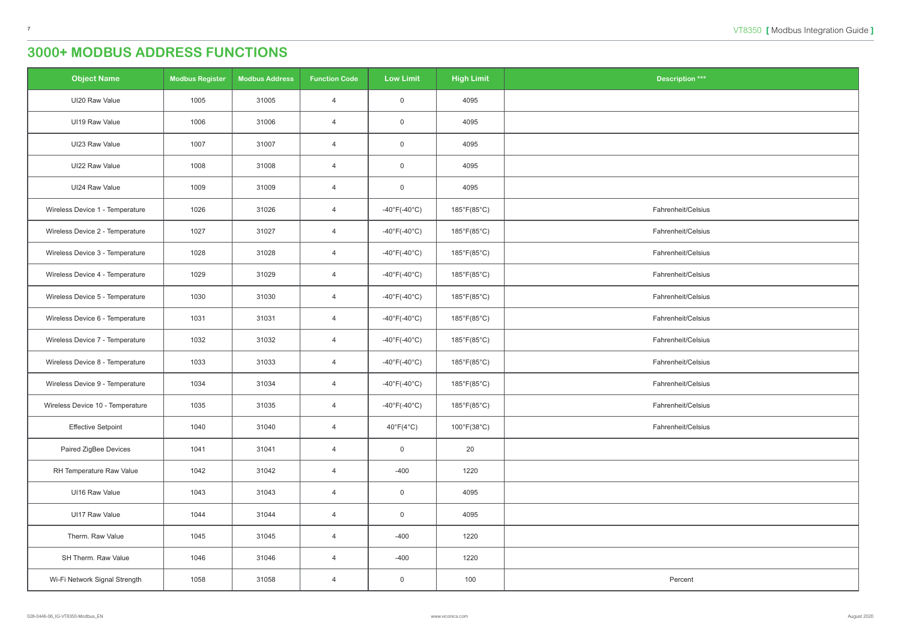# 3000+ MODBUS ADDRESS FUNCTIONS

| Object Name | Modbus Register | Modbus Address | Function Code | Low Limit | High Limit | Description *** |
|---|---|---|---|---|---|---|
| UI20 Raw Value | 1005 | 31005 | 4 | 0 | 4095 | |
| UI19 Raw Value | 1006 | 31006 | 4 | 0 | 4095 | |
| UI23 Raw Value | 1007 | 31007 | 4 | 0 | 4095 | |
| UI22 Raw Value | 1008 | 31008 | 4 | 0 | 4095 | |
| UI24 Raw Value | 1009 | 31009 | 4 | 0 | 4095 | |
| Wireless Device 1 - Temperature | 1026 | 31026 | 4 | -40°F(-40°C) | 185°F(85°C) | Fahrenheit/Celsius |
| Wireless Device 2 - Temperature | 1027 | 31027 | 4 | -40°F(-40°C) | 185°F(85°C) | Fahrenheit/Celsius |
| Wireless Device 3 - Temperature | 1028 | 31028 | 4 | -40°F(-40°C) | 185°F(85°C) | Fahrenheit/Celsius |
| Wireless Device 4 - Temperature | 1029 | 31029 | 4 | -40°F(-40°C) | 185°F(85°C) | Fahrenheit/Celsius |
| Wireless Device 5 - Temperature | 1030 | 31030 | 4 | -40°F(-40°C) | 185°F(85°C) | Fahrenheit/Celsius |
| Wireless Device 6 - Temperature | 1031 | 31031 | 4 | -40°F(-40°C) | 185°F(85°C) | Fahrenheit/Celsius |
| Wireless Device 7 - Temperature | 1032 | 31032 | 4 | -40°F(-40°C) | 185°F(85°C) | Fahrenheit/Celsius |
| Wireless Device 8 - Temperature | 1033 | 31033 | 4 | -40°F(-40°C) | 185°F(85°C) | Fahrenheit/Celsius |
| Wireless Device 9 - Temperature | 1034 | 31034 | 4 | -40°F(-40°C) | 185°F(85°C) | Fahrenheit/Celsius |
| Wireless Device 10 - Temperature | 1035 | 31035 | 4 | -40°F(-40°C) | 185°F(85°C) | Fahrenheit/Celsius |
| Effective Setpoint | 1040 | 31040 | 4 | 40°F(4°C) | 100°F(38°C) | Fahrenheit/Celsius |
| Paired ZigBee Devices | 1041 | 31041 | 4 | 0 | 20 | |
| RH Temperature Raw Value | 1042 | 31042 | 4 | -400 | 1220 | |
| UI16 Raw Value | 1043 | 31043 | 4 | 0 | 4095 | |
| UI17 Raw Value | 1044 | 31044 | 4 | 0 | 4095 | |
| Therm. Raw Value | 1045 | 31045 | 4 | -400 | 1220 | |
| SH Therm. Raw Value | 1046 | 31046 | 4 | -400 | 1220 | |
| Wi-Fi Network Signal Strength | 1058 | 31058 | 4 | 0 | 100 | Percent |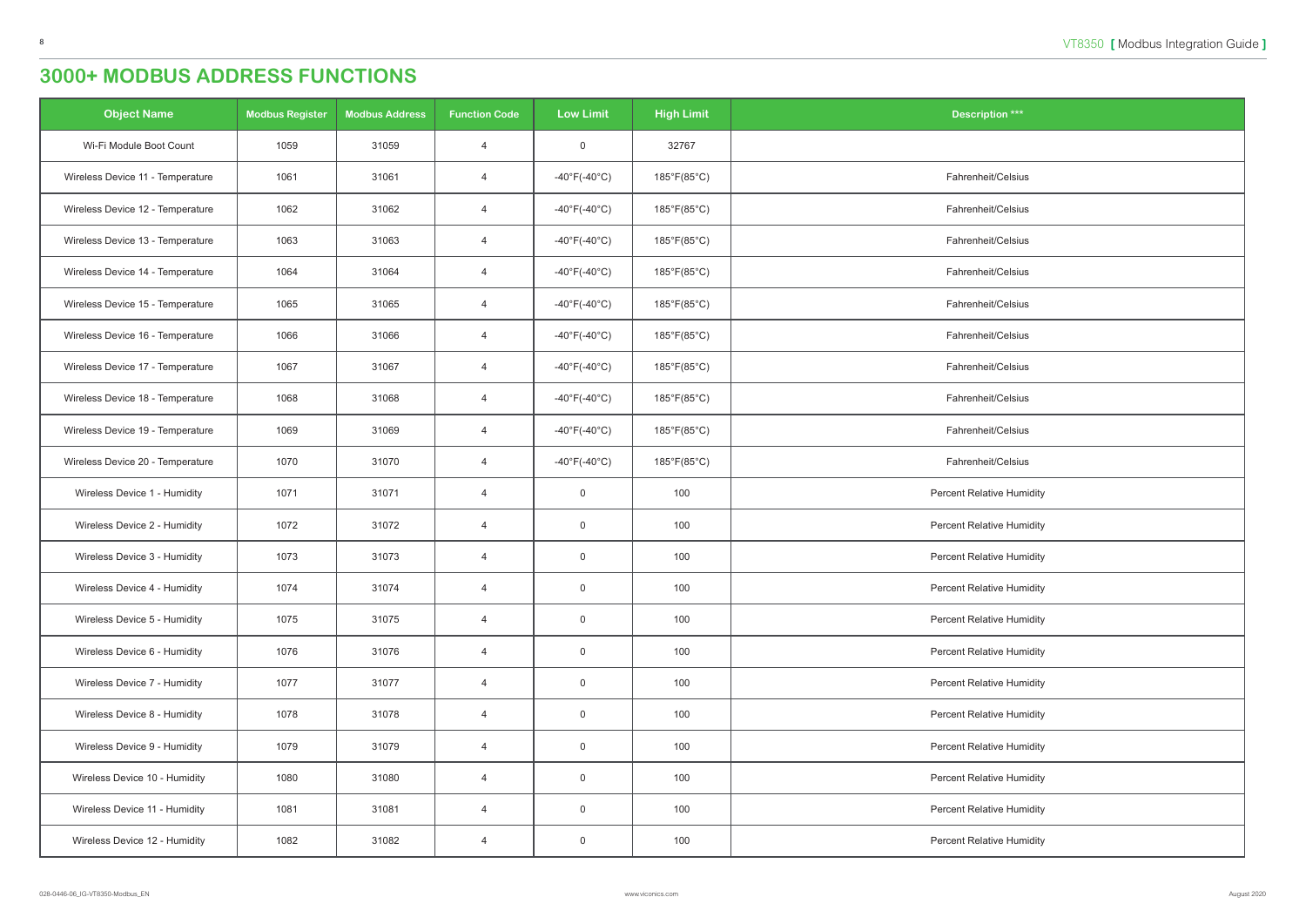# 3000+ MODBUS ADDRESS FUNCTIONS

| Object Name | Modbus Register | Modbus Address | Function Code | Low Limit | High Limit | Description *** |
|---|---|---|---|---|---|---|
| Wi-Fi Module Boot Count | 1059 | 31059 | 4 | 0 | 32767 | |
| Wireless Device 11 - Temperature | 1061 | 31061 | 4 | -40°F(-40°C) | 185°F(85°C) | Fahrenheit/Celsius |
| Wireless Device 12 - Temperature | 1062 | 31062 | 4 | -40°F(-40°C) | 185°F(85°C) | Fahrenheit/Celsius |
| Wireless Device 13 - Temperature | 1063 | 31063 | 4 | -40°F(-40°C) | 185°F(85°C) | Fahrenheit/Celsius |
| Wireless Device 14 - Temperature | 1064 | 31064 | 4 | -40°F(-40°C) | 185°F(85°C) | Fahrenheit/Celsius |
| Wireless Device 15 - Temperature | 1065 | 31065 | 4 | -40°F(-40°C) | 185°F(85°C) | Fahrenheit/Celsius |
| Wireless Device 16 - Temperature | 1066 | 31066 | 4 | -40°F(-40°C) | 185°F(85°C) | Fahrenheit/Celsius |
| Wireless Device 17 - Temperature | 1067 | 31067 | 4 | -40°F(-40°C) | 185°F(85°C) | Fahrenheit/Celsius |
| Wireless Device 18 - Temperature | 1068 | 31068 | 4 | -40°F(-40°C) | 185°F(85°C) | Fahrenheit/Celsius |
| Wireless Device 19 - Temperature | 1069 | 31069 | 4 | -40°F(-40°C) | 185°F(85°C) | Fahrenheit/Celsius |
| Wireless Device 20 - Temperature | 1070 | 31070 | 4 | -40°F(-40°C) | 185°F(85°C) | Fahrenheit/Celsius |
| Wireless Device 1 - Humidity | 1071 | 31071 | 4 | 0 | 100 | Percent Relative Humidity |
| Wireless Device 2 - Humidity | 1072 | 31072 | 4 | 0 | 100 | Percent Relative Humidity |
| Wireless Device 3 - Humidity | 1073 | 31073 | 4 | 0 | 100 | Percent Relative Humidity |
| Wireless Device 4 - Humidity | 1074 | 31074 | 4 | 0 | 100 | Percent Relative Humidity |
| Wireless Device 5 - Humidity | 1075 | 31075 | 4 | 0 | 100 | Percent Relative Humidity |
| Wireless Device 6 - Humidity | 1076 | 31076 | 4 | 0 | 100 | Percent Relative Humidity |
| Wireless Device 7 - Humidity | 1077 | 31077 | 4 | 0 | 100 | Percent Relative Humidity |
| Wireless Device 8 - Humidity | 1078 | 31078 | 4 | 0 | 100 | Percent Relative Humidity |
| Wireless Device 9 - Humidity | 1079 | 31079 | 4 | 0 | 100 | Percent Relative Humidity |
| Wireless Device 10 - Humidity | 1080 | 31080 | 4 | 0 | 100 | Percent Relative Humidity |
| Wireless Device 11 - Humidity | 1081 | 31081 | 4 | 0 | 100 | Percent Relative Humidity |
| Wireless Device 12 - Humidity | 1082 | 31082 | 4 | 0 | 100 | Percent Relative Humidity |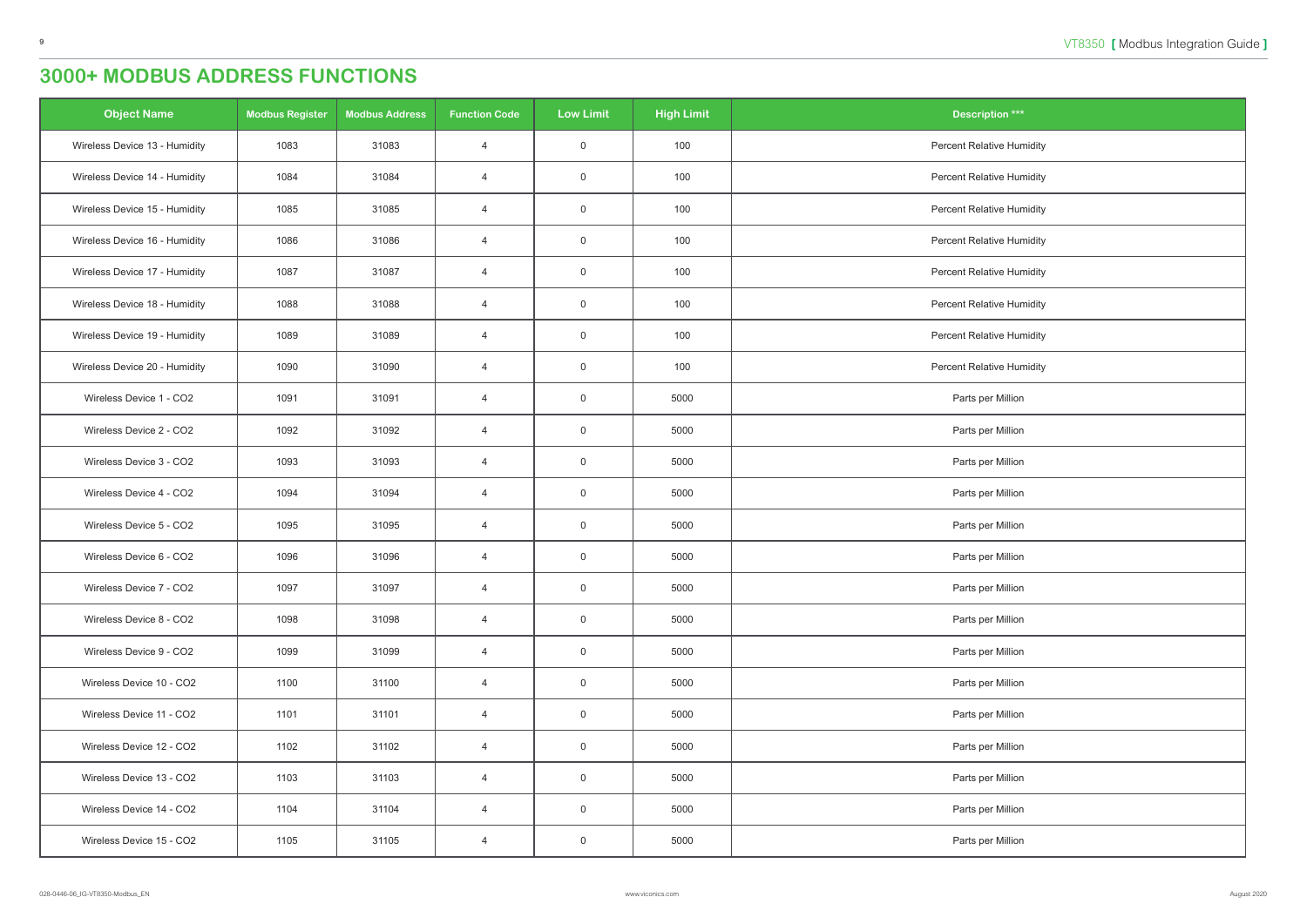# 3000+ MODBUS ADDRESS FUNCTIONS

| Object Name | Modbus Register | Modbus Address | Function Code | Low Limit | High Limit | Description *** |
|---|---|---|---|---|---|---|
| Wireless Device 13 - Humidity | 1083 | 31083 | 4 | 0 | 100 | Percent Relative Humidity |
| Wireless Device 14 - Humidity | 1084 | 31084 | 4 | 0 | 100 | Percent Relative Humidity |
| Wireless Device 15 - Humidity | 1085 | 31085 | 4 | 0 | 100 | Percent Relative Humidity |
| Wireless Device 16 - Humidity | 1086 | 31086 | 4 | 0 | 100 | Percent Relative Humidity |
| Wireless Device 17 - Humidity | 1087 | 31087 | 4 | 0 | 100 | Percent Relative Humidity |
| Wireless Device 18 - Humidity | 1088 | 31088 | 4 | 0 | 100 | Percent Relative Humidity |
| Wireless Device 19 - Humidity | 1089 | 31089 | 4 | 0 | 100 | Percent Relative Humidity |
| Wireless Device 20 - Humidity | 1090 | 31090 | 4 | 0 | 100 | Percent Relative Humidity |
| Wireless Device 1 - CO2 | 1091 | 31091 | 4 | 0 | 5000 | Parts per Million |
| Wireless Device 2 - CO2 | 1092 | 31092 | 4 | 0 | 5000 | Parts per Million |
| Wireless Device 3 - CO2 | 1093 | 31093 | 4 | 0 | 5000 | Parts per Million |
| Wireless Device 4 - CO2 | 1094 | 31094 | 4 | 0 | 5000 | Parts per Million |
| Wireless Device 5 - CO2 | 1095 | 31095 | 4 | 0 | 5000 | Parts per Million |
| Wireless Device 6 - CO2 | 1096 | 31096 | 4 | 0 | 5000 | Parts per Million |
| Wireless Device 7 - CO2 | 1097 | 31097 | 4 | 0 | 5000 | Parts per Million |
| Wireless Device 8 - CO2 | 1098 | 31098 | 4 | 0 | 5000 | Parts per Million |
| Wireless Device 9 - CO2 | 1099 | 31099 | 4 | 0 | 5000 | Parts per Million |
| Wireless Device 10 - CO2 | 1100 | 31100 | 4 | 0 | 5000 | Parts per Million |
| Wireless Device 11 - CO2 | 1101 | 31101 | 4 | 0 | 5000 | Parts per Million |
| Wireless Device 12 - CO2 | 1102 | 31102 | 4 | 0 | 5000 | Parts per Million |
| Wireless Device 13 - CO2 | 1103 | 31103 | 4 | 0 | 5000 | Parts per Million |
| Wireless Device 14 - CO2 | 1104 | 31104 | 4 | 0 | 5000 | Parts per Million |
| Wireless Device 15 - CO2 | 1105 | 31105 | 4 | 0 | 5000 | Parts per Million |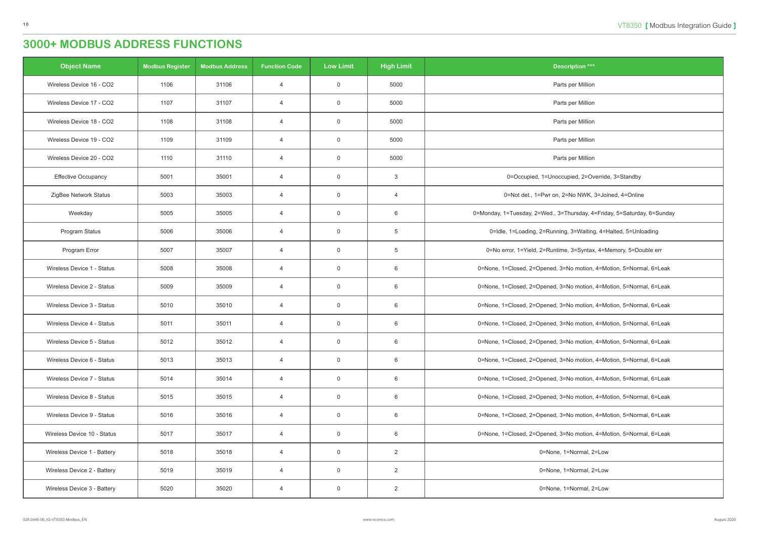# 3000+ MODBUS ADDRESS FUNCTIONS

| Object Name | Modbus Register | Modbus Address | Function Code | Low Limit | High Limit | Description *** |
|---|---|---|---|---|---|---|
| Wireless Device 16 - CO2 | 1106 | 31106 | 4 | 0 | 5000 | Parts per Million |
| Wireless Device 17 - CO2 | 1107 | 31107 | 4 | 0 | 5000 | Parts per Million |
| Wireless Device 18 - CO2 | 1108 | 31108 | 4 | 0 | 5000 | Parts per Million |
| Wireless Device 19 - CO2 | 1109 | 31109 | 4 | 0 | 5000 | Parts per Million |
| Wireless Device 20 - CO2 | 1110 | 31110 | 4 | 0 | 5000 | Parts per Million |
| Effective Occupancy | 5001 | 35001 | 4 | 0 | 3 | 0=Occupied, 1=Unoccupied, 2=Override, 3=Standby |
| ZigBee Network Status | 5003 | 35003 | 4 | 0 | 4 | 0=Not det., 1=Pwr on, 2=No NWK, 3=Joined, 4=Online |
| Weekday | 5005 | 35005 | 4 | 0 | 6 | 0=Monday, 1=Tuesday, 2=Wed., 3=Thursday, 4=Friday, 5=Saturday, 6=Sunday |
| Program Status | 5006 | 35006 | 4 | 0 | 5 | 0=Idle, 1=Loading, 2=Running, 3=Waiting, 4=Halted, 5=Unloading |
| Program Error | 5007 | 35007 | 4 | 0 | 5 | 0=No error, 1=Yield, 2=Runtime, 3=Syntax, 4=Memory, 5=Double err |
| Wireless Device 1 - Status | 5008 | 35008 | 4 | 0 | 6 | 0=None, 1=Closed, 2=Opened, 3=No motion, 4=Motion, 5=Normal, 6=Leak |
| Wireless Device 2 - Status | 5009 | 35009 | 4 | 0 | 6 | 0=None, 1=Closed, 2=Opened, 3=No motion, 4=Motion, 5=Normal, 6=Leak |
| Wireless Device 3 - Status | 5010 | 35010 | 4 | 0 | 6 | 0=None, 1=Closed, 2=Opened, 3=No motion, 4=Motion, 5=Normal, 6=Leak |
| Wireless Device 4 - Status | 5011 | 35011 | 4 | 0 | 6 | 0=None, 1=Closed, 2=Opened, 3=No motion, 4=Motion, 5=Normal, 6=Leak |
| Wireless Device 5 - Status | 5012 | 35012 | 4 | 0 | 6 | 0=None, 1=Closed, 2=Opened, 3=No motion, 4=Motion, 5=Normal, 6=Leak |
| Wireless Device 6 - Status | 5013 | 35013 | 4 | 0 | 6 | 0=None, 1=Closed, 2=Opened, 3=No motion, 4=Motion, 5=Normal, 6=Leak |
| Wireless Device 7 - Status | 5014 | 35014 | 4 | 0 | 6 | 0=None, 1=Closed, 2=Opened, 3=No motion, 4=Motion, 5=Normal, 6=Leak |
| Wireless Device 8 - Status | 5015 | 35015 | 4 | 0 | 6 | 0=None, 1=Closed, 2=Opened, 3=No motion, 4=Motion, 5=Normal, 6=Leak |
| Wireless Device 9 - Status | 5016 | 35016 | 4 | 0 | 6 | 0=None, 1=Closed, 2=Opened, 3=No motion, 4=Motion, 5=Normal, 6=Leak |
| Wireless Device 10 - Status | 5017 | 35017 | 4 | 0 | 6 | 0=None, 1=Closed, 2=Opened, 3=No motion, 4=Motion, 5=Normal, 6=Leak |
| Wireless Device 1 - Battery | 5018 | 35018 | 4 | 0 | 2 | 0=None, 1=Normal, 2=Low |
| Wireless Device 2 - Battery | 5019 | 35019 | 4 | 0 | 2 | 0=None, 1=Normal, 2=Low |
| Wireless Device 3 - Battery | 5020 | 35020 | 4 | 0 | 2 | 0=None, 1=Normal, 2=Low |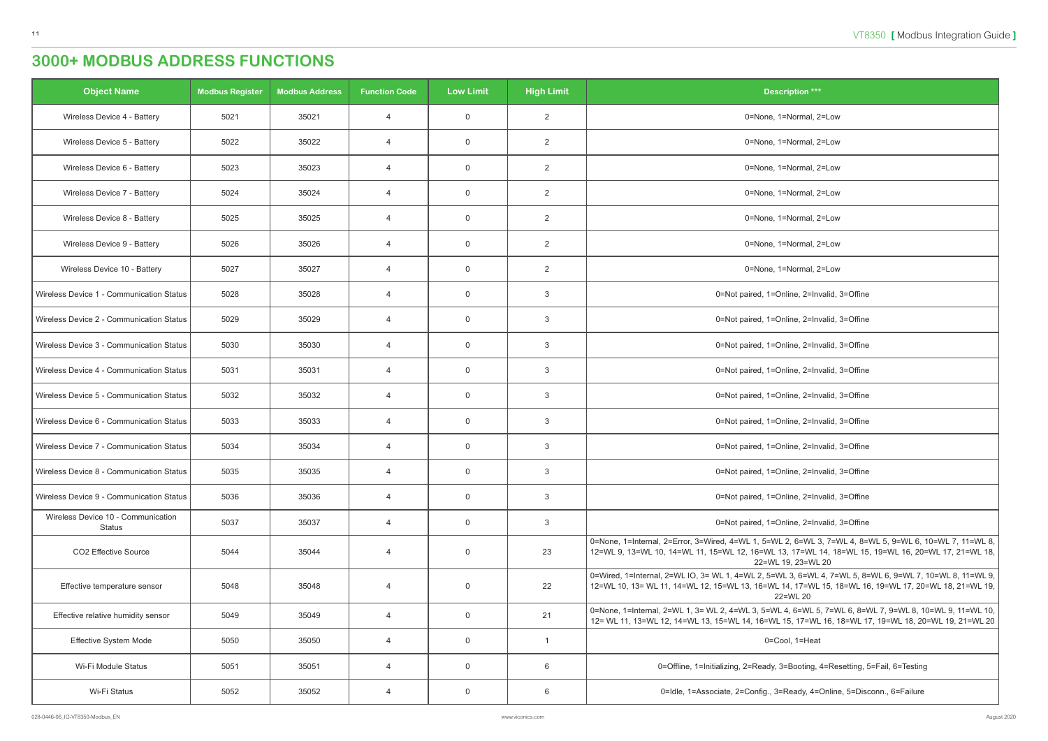# 3000+ MODBUS ADDRESS FUNCTIONS

| Object Name | Modbus Register | Modbus Address | Function Code | Low Limit | High Limit | Description *** |
|---|---|---|---|---|---|---|
| Wireless Device 4 - Battery | 5021 | 35021 | 4 | 0 | 2 | 0=None, 1=Normal, 2=Low |
| Wireless Device 5 - Battery | 5022 | 35022 | 4 | 0 | 2 | 0=None, 1=Normal, 2=Low |
| Wireless Device 6 - Battery | 5023 | 35023 | 4 | 0 | 2 | 0=None, 1=Normal, 2=Low |
| Wireless Device 7 - Battery | 5024 | 35024 | 4 | 0 | 2 | 0=None, 1=Normal, 2=Low |
| Wireless Device 8 - Battery | 5025 | 35025 | 4 | 0 | 2 | 0=None, 1=Normal, 2=Low |
| Wireless Device 9 - Battery | 5026 | 35026 | 4 | 0 | 2 | 0=None, 1=Normal, 2=Low |
| Wireless Device 10 - Battery | 5027 | 35027 | 4 | 0 | 2 | 0=None, 1=Normal, 2=Low |
| Wireless Device 1 - Communication Status | 5028 | 35028 | 4 | 0 | 3 | 0=Not paired, 1=Online, 2=Invalid, 3=Offine |
| Wireless Device 2 - Communication Status | 5029 | 35029 | 4 | 0 | 3 | 0=Not paired, 1=Online, 2=Invalid, 3=Offine |
| Wireless Device 3 - Communication Status | 5030 | 35030 | 4 | 0 | 3 | 0=Not paired, 1=Online, 2=Invalid, 3=Offine |
| Wireless Device 4 - Communication Status | 5031 | 35031 | 4 | 0 | 3 | 0=Not paired, 1=Online, 2=Invalid, 3=Offine |
| Wireless Device 5 - Communication Status | 5032 | 35032 | 4 | 0 | 3 | 0=Not paired, 1=Online, 2=Invalid, 3=Offine |
| Wireless Device 6 - Communication Status | 5033 | 35033 | 4 | 0 | 3 | 0=Not paired, 1=Online, 2=Invalid, 3=Offine |
| Wireless Device 7 - Communication Status | 5034 | 35034 | 4 | 0 | 3 | 0=Not paired, 1=Online, 2=Invalid, 3=Offine |
| Wireless Device 8 - Communication Status | 5035 | 35035 | 4 | 0 | 3 | 0=Not paired, 1=Online, 2=Invalid, 3=Offine |
| Wireless Device 9 - Communication Status | 5036 | 35036 | 4 | 0 | 3 | 0=Not paired, 1=Online, 2=Invalid, 3=Offine |
| Wireless Device 10 - Communication Status | 5037 | 35037 | 4 | 0 | 3 | 0=Not paired, 1=Online, 2=Invalid, 3=Offine |
| CO2 Effective Source | 5044 | 35044 | 4 | 0 | 23 | 0=None, 1=Internal, 2=Error, 3=Wired, 4=WL 1, 5=WL 2, 6=WL 3, 7=WL 4, 8=WL 5, 9=WL 6, 10=WL 7, 11=WL 8, 12=WL 9, 13=WL 10, 14=WL 11, 15=WL 12, 16=WL 13, 17=WL 14, 18=WL 15, 19=WL 16, 20=WL 17, 21=WL 18, 22=WL 19, 23=WL 20 |
| Effective temperature sensor | 5048 | 35048 | 4 | 0 | 22 | 0=Wired, 1=Internal, 2=WL IO, 3= WL 1, 4=WL 2, 5=WL 3, 6=WL 4, 7=WL 5, 8=WL 6, 9=WL 7, 10=WL 8, 11=WL 9, 12=WL 10, 13= WL 11, 14=WL 12, 15=WL 13, 16=WL 14, 17=WL 15, 18=WL 16, 19=WL 17, 20=WL 18, 21=WL 19, 22=WL 20 |
| Effective relative humidity sensor | 5049 | 35049 | 4 | 0 | 21 | 0=None, 1=Internal, 2=WL 1, 3= WL 2, 4=WL 3, 5=WL 4, 6=WL 5, 7=WL 6, 8=WL 7, 9=WL 8, 10=WL 9, 11=WL 10, 12= WL 11, 13=WL 12, 14=WL 13, 15=WL 14, 16=WL 15, 17=WL 16, 18=WL 17, 19=WL 18, 20=WL 19, 21=WL 20 |
| Effective System Mode | 5050 | 35050 | 4 | 0 | 1 | 0=Cool, 1=Heat |
| Wi-Fi Module Status | 5051 | 35051 | 4 | 0 | 6 | 0=Offline, 1=Initializing, 2=Ready, 3=Booting, 4=Resetting, 5=Fail, 6=Testing |
| Wi-Fi Status | 5052 | 35052 | 4 | 0 | 6 | 0=Idle, 1=Associate, 2=Config., 3=Ready, 4=Online, 5=Disconn., 6=Failure |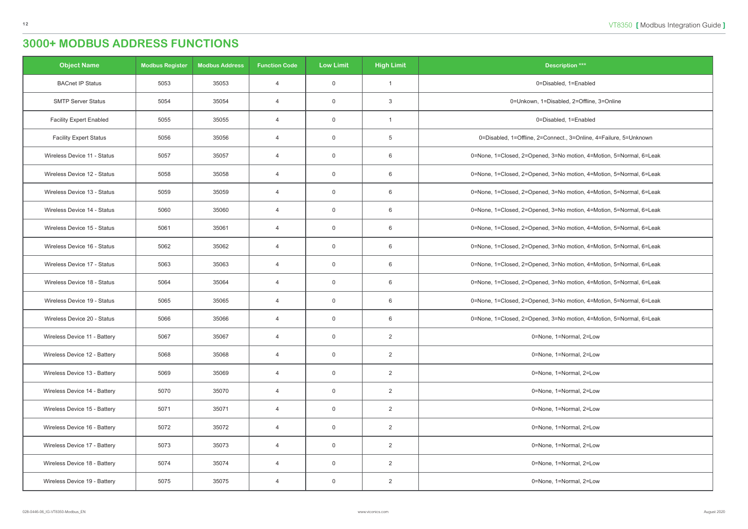# 3000+ MODBUS ADDRESS FUNCTIONS

| Object Name | Modbus Register | Modbus Address | Function Code | Low Limit | High Limit | Description *** |
|---|---|---|---|---|---|---|
| BACnet IP Status | 5053 | 35053 | 4 | 0 | 1 | 0=Disabled, 1=Enabled |
| SMTP Server Status | 5054 | 35054 | 4 | 0 | 3 | 0=Unkown, 1=Disabled, 2=Offline, 3=Online |
| Facility Expert Enabled | 5055 | 35055 | 4 | 0 | 1 | 0=Disabled, 1=Enabled |
| Facility Expert Status | 5056 | 35056 | 4 | 0 | 5 | 0=Disabled, 1=Offline, 2=Connect., 3=Online, 4=Failure, 5=Unknown |
| Wireless Device 11 - Status | 5057 | 35057 | 4 | 0 | 6 | 0=None, 1=Closed, 2=Opened, 3=No motion, 4=Motion, 5=Normal, 6=Leak |
| Wireless Device 12 - Status | 5058 | 35058 | 4 | 0 | 6 | 0=None, 1=Closed, 2=Opened, 3=No motion, 4=Motion, 5=Normal, 6=Leak |
| Wireless Device 13 - Status | 5059 | 35059 | 4 | 0 | 6 | 0=None, 1=Closed, 2=Opened, 3=No motion, 4=Motion, 5=Normal, 6=Leak |
| Wireless Device 14 - Status | 5060 | 35060 | 4 | 0 | 6 | 0=None, 1=Closed, 2=Opened, 3=No motion, 4=Motion, 5=Normal, 6=Leak |
| Wireless Device 15 - Status | 5061 | 35061 | 4 | 0 | 6 | 0=None, 1=Closed, 2=Opened, 3=No motion, 4=Motion, 5=Normal, 6=Leak |
| Wireless Device 16 - Status | 5062 | 35062 | 4 | 0 | 6 | 0=None, 1=Closed, 2=Opened, 3=No motion, 4=Motion, 5=Normal, 6=Leak |
| Wireless Device 17 - Status | 5063 | 35063 | 4 | 0 | 6 | 0=None, 1=Closed, 2=Opened, 3=No motion, 4=Motion, 5=Normal, 6=Leak |
| Wireless Device 18 - Status | 5064 | 35064 | 4 | 0 | 6 | 0=None, 1=Closed, 2=Opened, 3=No motion, 4=Motion, 5=Normal, 6=Leak |
| Wireless Device 19 - Status | 5065 | 35065 | 4 | 0 | 6 | 0=None, 1=Closed, 2=Opened, 3=No motion, 4=Motion, 5=Normal, 6=Leak |
| Wireless Device 20 - Status | 5066 | 35066 | 4 | 0 | 6 | 0=None, 1=Closed, 2=Opened, 3=No motion, 4=Motion, 5=Normal, 6=Leak |
| Wireless Device 11 - Battery | 5067 | 35067 | 4 | 0 | 2 | 0=None, 1=Normal, 2=Low |
| Wireless Device 12 - Battery | 5068 | 35068 | 4 | 0 | 2 | 0=None, 1=Normal, 2=Low |
| Wireless Device 13 - Battery | 5069 | 35069 | 4 | 0 | 2 | 0=None, 1=Normal, 2=Low |
| Wireless Device 14 - Battery | 5070 | 35070 | 4 | 0 | 2 | 0=None, 1=Normal, 2=Low |
| Wireless Device 15 - Battery | 5071 | 35071 | 4 | 0 | 2 | 0=None, 1=Normal, 2=Low |
| Wireless Device 16 - Battery | 5072 | 35072 | 4 | 0 | 2 | 0=None, 1=Normal, 2=Low |
| Wireless Device 17 - Battery | 5073 | 35073 | 4 | 0 | 2 | 0=None, 1=Normal, 2=Low |
| Wireless Device 18 - Battery | 5074 | 35074 | 4 | 0 | 2 | 0=None, 1=Normal, 2=Low |
| Wireless Device 19 - Battery | 5075 | 35075 | 4 | 0 | 2 | 0=None, 1=Normal, 2=Low |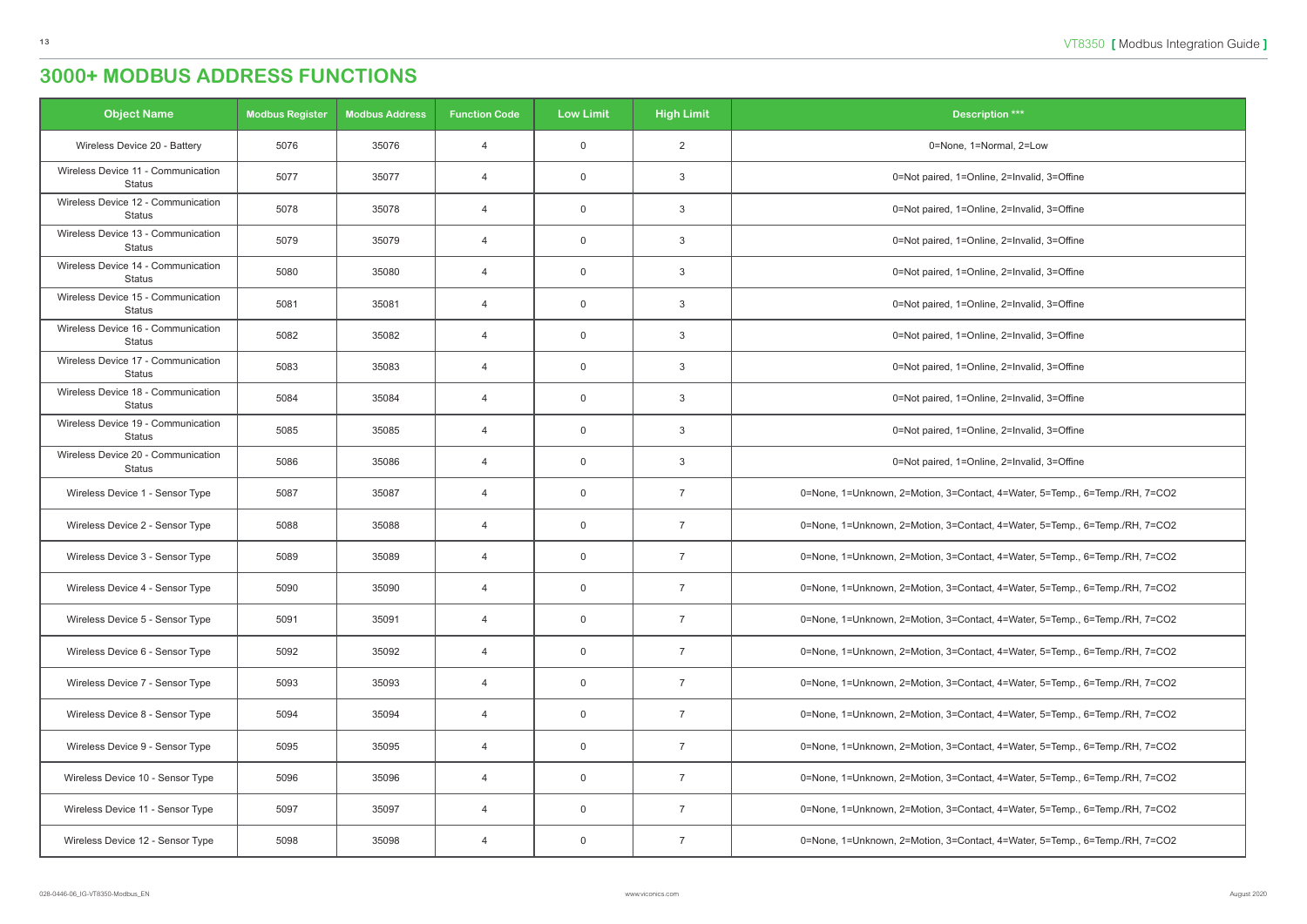# 3000+ MODBUS ADDRESS FUNCTIONS

| Object Name | Modbus Register | Modbus Address | Function Code | Low Limit | High Limit | Description *** |
|---|---|---|---|---|---|---|
| Wireless Device 20 - Battery | 5076 | 35076 | 4 | 0 | 2 | 0=None, 1=Normal, 2=Low |
| Wireless Device 11 - Communication Status | 5077 | 35077 | 4 | 0 | 3 | 0=Not paired, 1=Online, 2=Invalid, 3=Offine |
| Wireless Device 12 - Communication Status | 5078 | 35078 | 4 | 0 | 3 | 0=Not paired, 1=Online, 2=Invalid, 3=Offine |
| Wireless Device 13 - Communication Status | 5079 | 35079 | 4 | 0 | 3 | 0=Not paired, 1=Online, 2=Invalid, 3=Offine |
| Wireless Device 14 - Communication Status | 5080 | 35080 | 4 | 0 | 3 | 0=Not paired, 1=Online, 2=Invalid, 3=Offine |
| Wireless Device 15 - Communication Status | 5081 | 35081 | 4 | 0 | 3 | 0=Not paired, 1=Online, 2=Invalid, 3=Offine |
| Wireless Device 16 - Communication Status | 5082 | 35082 | 4 | 0 | 3 | 0=Not paired, 1=Online, 2=Invalid, 3=Offine |
| Wireless Device 17 - Communication Status | 5083 | 35083 | 4 | 0 | 3 | 0=Not paired, 1=Online, 2=Invalid, 3=Offine |
| Wireless Device 18 - Communication Status | 5084 | 35084 | 4 | 0 | 3 | 0=Not paired, 1=Online, 2=Invalid, 3=Offine |
| Wireless Device 19 - Communication Status | 5085 | 35085 | 4 | 0 | 3 | 0=Not paired, 1=Online, 2=Invalid, 3=Offine |
| Wireless Device 20 - Communication Status | 5086 | 35086 | 4 | 0 | 3 | 0=Not paired, 1=Online, 2=Invalid, 3=Offine |
| Wireless Device 1 - Sensor Type | 5087 | 35087 | 4 | 0 | 7 | 0=None, 1=Unknown, 2=Motion, 3=Contact, 4=Water, 5=Temp., 6=Temp./RH, 7=CO2 |
| Wireless Device 2 - Sensor Type | 5088 | 35088 | 4 | 0 | 7 | 0=None, 1=Unknown, 2=Motion, 3=Contact, 4=Water, 5=Temp., 6=Temp./RH, 7=CO2 |
| Wireless Device 3 - Sensor Type | 5089 | 35089 | 4 | 0 | 7 | 0=None, 1=Unknown, 2=Motion, 3=Contact, 4=Water, 5=Temp., 6=Temp./RH, 7=CO2 |
| Wireless Device 4 - Sensor Type | 5090 | 35090 | 4 | 0 | 7 | 0=None, 1=Unknown, 2=Motion, 3=Contact, 4=Water, 5=Temp., 6=Temp./RH, 7=CO2 |
| Wireless Device 5 - Sensor Type | 5091 | 35091 | 4 | 0 | 7 | 0=None, 1=Unknown, 2=Motion, 3=Contact, 4=Water, 5=Temp., 6=Temp./RH, 7=CO2 |
| Wireless Device 6 - Sensor Type | 5092 | 35092 | 4 | 0 | 7 | 0=None, 1=Unknown, 2=Motion, 3=Contact, 4=Water, 5=Temp., 6=Temp./RH, 7=CO2 |
| Wireless Device 7 - Sensor Type | 5093 | 35093 | 4 | 0 | 7 | 0=None, 1=Unknown, 2=Motion, 3=Contact, 4=Water, 5=Temp., 6=Temp./RH, 7=CO2 |
| Wireless Device 8 - Sensor Type | 5094 | 35094 | 4 | 0 | 7 | 0=None, 1=Unknown, 2=Motion, 3=Contact, 4=Water, 5=Temp., 6=Temp./RH, 7=CO2 |
| Wireless Device 9 - Sensor Type | 5095 | 35095 | 4 | 0 | 7 | 0=None, 1=Unknown, 2=Motion, 3=Contact, 4=Water, 5=Temp., 6=Temp./RH, 7=CO2 |
| Wireless Device 10 - Sensor Type | 5096 | 35096 | 4 | 0 | 7 | 0=None, 1=Unknown, 2=Motion, 3=Contact, 4=Water, 5=Temp., 6=Temp./RH, 7=CO2 |
| Wireless Device 11 - Sensor Type | 5097 | 35097 | 4 | 0 | 7 | 0=None, 1=Unknown, 2=Motion, 3=Contact, 4=Water, 5=Temp., 6=Temp./RH, 7=CO2 |
| Wireless Device 12 - Sensor Type | 5098 | 35098 | 4 | 0 | 7 | 0=None, 1=Unknown, 2=Motion, 3=Contact, 4=Water, 5=Temp., 6=Temp./RH, 7=CO2 |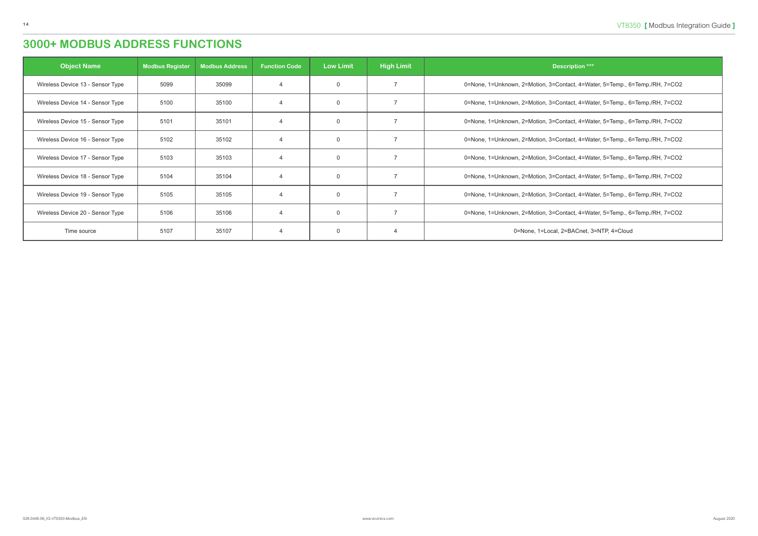# 3000+ MODBUS ADDRESS FUNCTIONS

| Object Name | Modbus Register | Modbus Address | Function Code | Low Limit | High Limit | Description *** |
|---|---|---|---|---|---|---|
| Wireless Device 13 - Sensor Type | 5099 | 35099 | 4 | 0 | 7 | 0=None, 1=Unknown, 2=Motion, 3=Contact, 4=Water, 5=Temp., 6=Temp./RH, 7=CO2 |
| Wireless Device 14 - Sensor Type | 5100 | 35100 | 4 | 0 | 7 | 0=None, 1=Unknown, 2=Motion, 3=Contact, 4=Water, 5=Temp., 6=Temp./RH, 7=CO2 |
| Wireless Device 15 - Sensor Type | 5101 | 35101 | 4 | 0 | 7 | 0=None, 1=Unknown, 2=Motion, 3=Contact, 4=Water, 5=Temp., 6=Temp./RH, 7=CO2 |
| Wireless Device 16 - Sensor Type | 5102 | 35102 | 4 | 0 | 7 | 0=None, 1=Unknown, 2=Motion, 3=Contact, 4=Water, 5=Temp., 6=Temp./RH, 7=CO2 |
| Wireless Device 17 - Sensor Type | 5103 | 35103 | 4 | 0 | 7 | 0=None, 1=Unknown, 2=Motion, 3=Contact, 4=Water, 5=Temp., 6=Temp./RH, 7=CO2 |
| Wireless Device 18 - Sensor Type | 5104 | 35104 | 4 | 0 | 7 | 0=None, 1=Unknown, 2=Motion, 3=Contact, 4=Water, 5=Temp., 6=Temp./RH, 7=CO2 |
| Wireless Device 19 - Sensor Type | 5105 | 35105 | 4 | 0 | 7 | 0=None, 1=Unknown, 2=Motion, 3=Contact, 4=Water, 5=Temp., 6=Temp./RH, 7=CO2 |
| Wireless Device 20 - Sensor Type | 5106 | 35106 | 4 | 0 | 7 | 0=None, 1=Unknown, 2=Motion, 3=Contact, 4=Water, 5=Temp., 6=Temp./RH, 7=CO2 |
| Time source | 5107 | 35107 | 4 | 0 | 4 | 0=None, 1=Local, 2=BACnet, 3=NTP, 4=Cloud |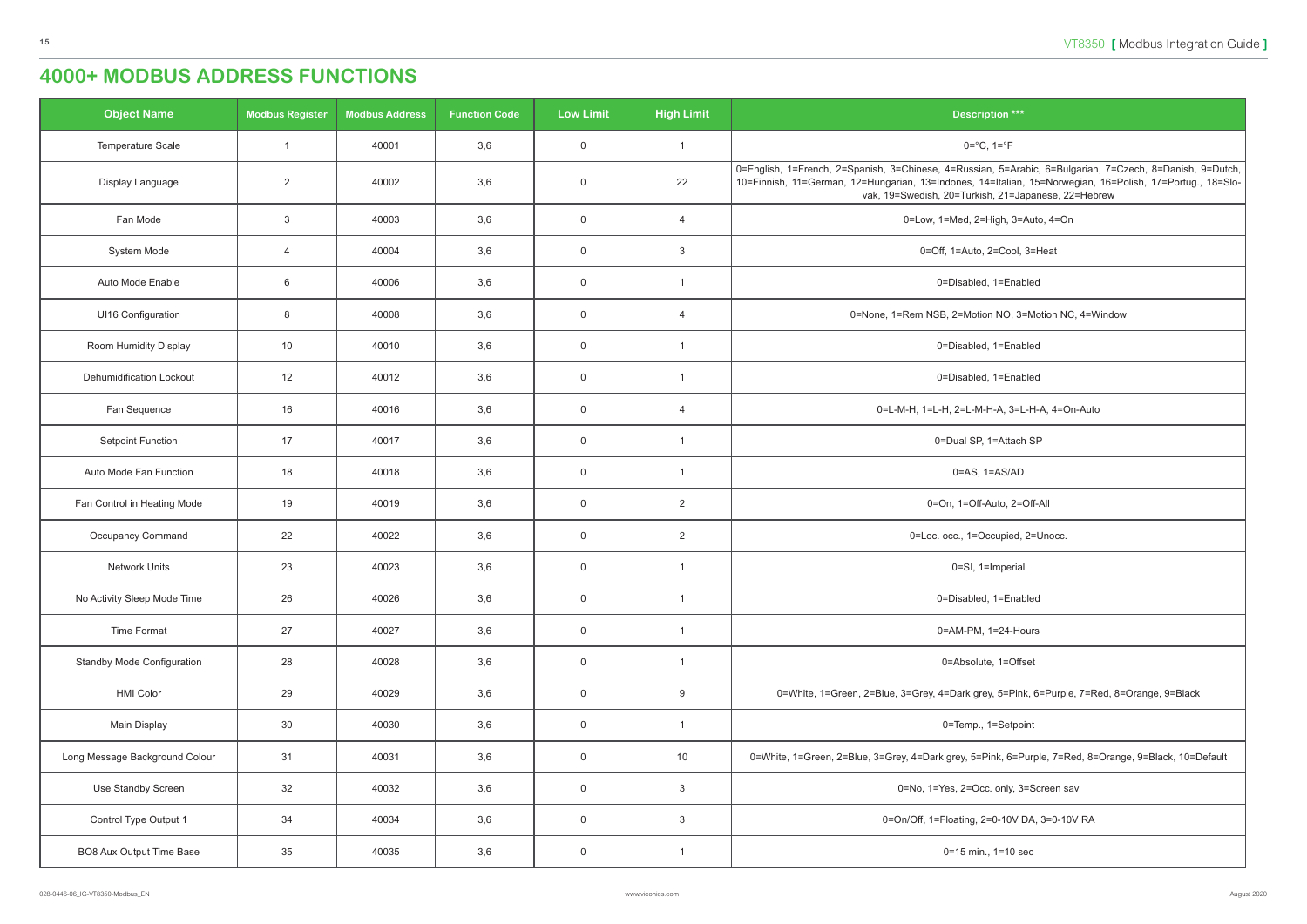# 4000+ MODBUS ADDRESS FUNCTIONS

| Object Name | Modbus Register | Modbus Address | Function Code | Low Limit | High Limit | Description *** |
|---|---|---|---|---|---|---|
| Temperature Scale | 1 | 40001 | 3,6 | 0 | 1 | 0=°C, 1=°F |
| Display Language | 2 | 40002 | 3,6 | 0 | 22 | 0=English, 1=French, 2=Spanish, 3=Chinese, 4=Russian, 5=Arabic, 6=Bulgarian, 7=Czech, 8=Danish, 9=Dutch, 10=Finnish, 11=German, 12=Hungarian, 13=Indones, 14=Italian, 15=Norwegian, 16=Polish, 17=Portug., 18=Slovak, 19=Swedish, 20=Turkish, 21=Japanese, 22=Hebrew |
| Fan Mode | 3 | 40003 | 3,6 | 0 | 4 | 0=Low, 1=Med, 2=High, 3=Auto, 4=On |
| System Mode | 4 | 40004 | 3,6 | 0 | 3 | 0=Off, 1=Auto, 2=Cool, 3=Heat |
| Auto Mode Enable | 6 | 40006 | 3,6 | 0 | 1 | 0=Disabled, 1=Enabled |
| UI16 Configuration | 8 | 40008 | 3,6 | 0 | 4 | 0=None, 1=Rem NSB, 2=Motion NO, 3=Motion NC, 4=Window |
| Room Humidity Display | 10 | 40010 | 3,6 | 0 | 1 | 0=Disabled, 1=Enabled |
| Dehumidification Lockout | 12 | 40012 | 3,6 | 0 | 1 | 0=Disabled, 1=Enabled |
| Fan Sequence | 16 | 40016 | 3,6 | 0 | 4 | 0=L-M-H, 1=L-H, 2=L-M-H-A, 3=L-H-A, 4=On-Auto |
| Setpoint Function | 17 | 40017 | 3,6 | 0 | 1 | 0=Dual SP, 1=Attach SP |
| Auto Mode Fan Function | 18 | 40018 | 3,6 | 0 | 1 | 0=AS, 1=AS/AD |
| Fan Control in Heating Mode | 19 | 40019 | 3,6 | 0 | 2 | 0=On, 1=Off-Auto, 2=Off-All |
| Occupancy Command | 22 | 40022 | 3,6 | 0 | 2 | 0=Loc. occ., 1=Occupied, 2=Unocc. |
| Network Units | 23 | 40023 | 3,6 | 0 | 1 | 0=SI, 1=Imperial |
| No Activity Sleep Mode Time | 26 | 40026 | 3,6 | 0 | 1 | 0=Disabled, 1=Enabled |
| Time Format | 27 | 40027 | 3,6 | 0 | 1 | 0=AM-PM, 1=24-Hours |
| Standby Mode Configuration | 28 | 40028 | 3,6 | 0 | 1 | 0=Absolute, 1=Offset |
| HMI Color | 29 | 40029 | 3,6 | 0 | 9 | 0=White, 1=Green, 2=Blue, 3=Grey, 4=Dark grey, 5=Pink, 6=Purple, 7=Red, 8=Orange, 9=Black |
| Main Display | 30 | 40030 | 3,6 | 0 | 1 | 0=Temp., 1=Setpoint |
| Long Message Background Colour | 31 | 40031 | 3,6 | 0 | 10 | 0=White, 1=Green, 2=Blue, 3=Grey, 4=Dark grey, 5=Pink, 6=Purple, 7=Red, 8=Orange, 9=Black, 10=Default |
| Use Standby Screen | 32 | 40032 | 3,6 | 0 | 3 | 0=No, 1=Yes, 2=Occ. only, 3=Screen sav |
| Control Type Output 1 | 34 | 40034 | 3,6 | 0 | 3 | 0=On/Off, 1=Floating, 2=0-10V DA, 3=0-10V RA |
| BO8 Aux Output Time Base | 35 | 40035 | 3,6 | 0 | 1 | 0=15 min., 1=10 sec |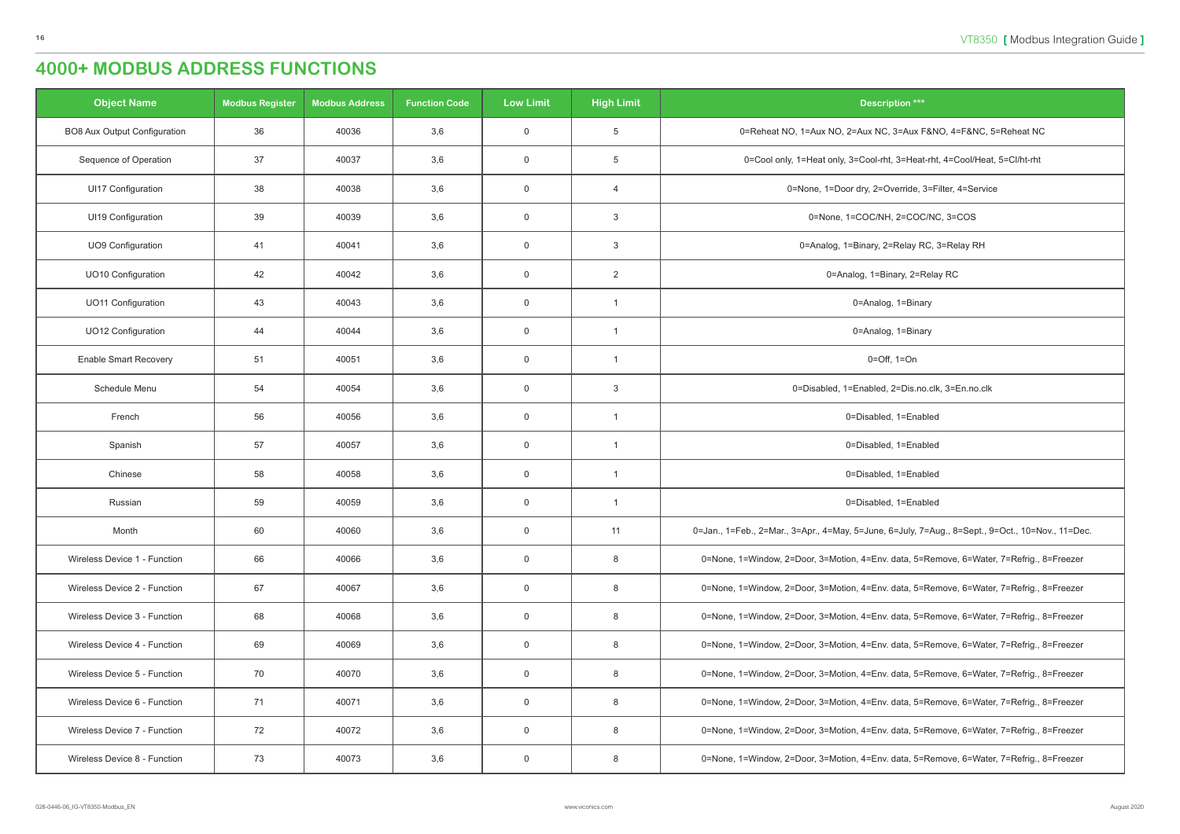# 4000+ MODBUS ADDRESS FUNCTIONS

| Object Name | Modbus Register | Modbus Address | Function Code | Low Limit | High Limit | Description *** |
|---|---|---|---|---|---|---|
| BO8 Aux Output Configuration | 36 | 40036 | 3,6 | 0 | 5 | 0=Reheat NO, 1=Aux NO, 2=Aux NC, 3=Aux F&NO, 4=F&NC, 5=Reheat NC |
| Sequence of Operation | 37 | 40037 | 3,6 | 0 | 5 | 0=Cool only, 1=Heat only, 3=Cool-rht, 3=Heat-rht, 4=Cool/Heat, 5=Cl/ht-rht |
| UI17 Configuration | 38 | 40038 | 3,6 | 0 | 4 | 0=None, 1=Door dry, 2=Override, 3=Filter, 4=Service |
| UI19 Configuration | 39 | 40039 | 3,6 | 0 | 3 | 0=None, 1=COC/NH, 2=COC/NC, 3=COS |
| UO9 Configuration | 41 | 40041 | 3,6 | 0 | 3 | 0=Analog, 1=Binary, 2=Relay RC, 3=Relay RH |
| UO10 Configuration | 42 | 40042 | 3,6 | 0 | 2 | 0=Analog, 1=Binary, 2=Relay RC |
| UO11 Configuration | 43 | 40043 | 3,6 | 0 | 1 | 0=Analog, 1=Binary |
| UO12 Configuration | 44 | 40044 | 3,6 | 0 | 1 | 0=Analog, 1=Binary |
| Enable Smart Recovery | 51 | 40051 | 3,6 | 0 | 1 | 0=Off, 1=On |
| Schedule Menu | 54 | 40054 | 3,6 | 0 | 3 | 0=Disabled, 1=Enabled, 2=Dis.no.clk, 3=En.no.clk |
| French | 56 | 40056 | 3,6 | 0 | 1 | 0=Disabled, 1=Enabled |
| Spanish | 57 | 40057 | 3,6 | 0 | 1 | 0=Disabled, 1=Enabled |
| Chinese | 58 | 40058 | 3,6 | 0 | 1 | 0=Disabled, 1=Enabled |
| Russian | 59 | 40059 | 3,6 | 0 | 1 | 0=Disabled, 1=Enabled |
| Month | 60 | 40060 | 3,6 | 0 | 11 | 0=Jan., 1=Feb., 2=Mar., 3=Apr., 4=May, 5=June, 6=July, 7=Aug., 8=Sept., 9=Oct., 10=Nov., 11=Dec. |
| Wireless Device 1 - Function | 66 | 40066 | 3,6 | 0 | 8 | 0=None, 1=Window, 2=Door, 3=Motion, 4=Env. data, 5=Remove, 6=Water, 7=Refrig., 8=Freezer |
| Wireless Device 2 - Function | 67 | 40067 | 3,6 | 0 | 8 | 0=None, 1=Window, 2=Door, 3=Motion, 4=Env. data, 5=Remove, 6=Water, 7=Refrig., 8=Freezer |
| Wireless Device 3 - Function | 68 | 40068 | 3,6 | 0 | 8 | 0=None, 1=Window, 2=Door, 3=Motion, 4=Env. data, 5=Remove, 6=Water, 7=Refrig., 8=Freezer |
| Wireless Device 4 - Function | 69 | 40069 | 3,6 | 0 | 8 | 0=None, 1=Window, 2=Door, 3=Motion, 4=Env. data, 5=Remove, 6=Water, 7=Refrig., 8=Freezer |
| Wireless Device 5 - Function | 70 | 40070 | 3,6 | 0 | 8 | 0=None, 1=Window, 2=Door, 3=Motion, 4=Env. data, 5=Remove, 6=Water, 7=Refrig., 8=Freezer |
| Wireless Device 6 - Function | 71 | 40071 | 3,6 | 0 | 8 | 0=None, 1=Window, 2=Door, 3=Motion, 4=Env. data, 5=Remove, 6=Water, 7=Refrig., 8=Freezer |
| Wireless Device 7 - Function | 72 | 40072 | 3,6 | 0 | 8 | 0=None, 1=Window, 2=Door, 3=Motion, 4=Env. data, 5=Remove, 6=Water, 7=Refrig., 8=Freezer |
| Wireless Device 8 - Function | 73 | 40073 | 3,6 | 0 | 8 | 0=None, 1=Window, 2=Door, 3=Motion, 4=Env. data, 5=Remove, 6=Water, 7=Refrig., 8=Freezer |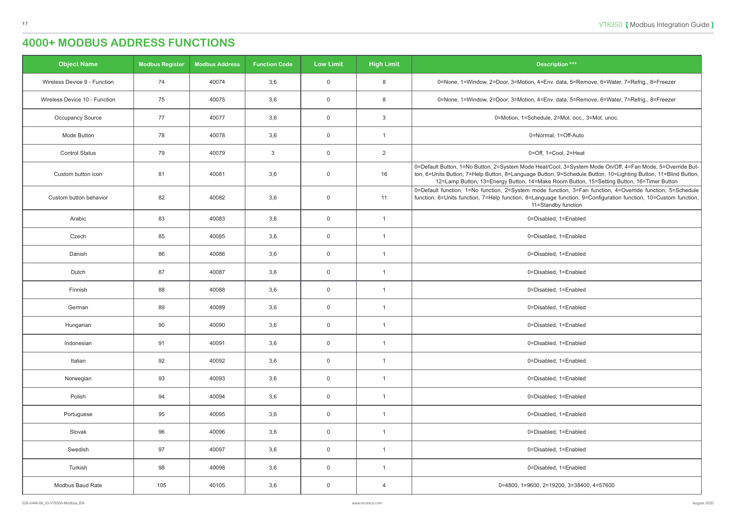# 4000+ MODBUS ADDRESS FUNCTIONS

| Object Name | Modbus Register | Modbus Address | Function Code | Low Limit | High Limit | Description *** |
|---|---|---|---|---|---|---|
| Wireless Device 9 - Function | 74 | 40074 | 3,6 | 0 | 8 | 0=None, 1=Window, 2=Door, 3=Motion, 4=Env. data, 5=Remove, 6=Water, 7=Refrig., 8=Freezer |
| Wireless Device 10 - Function | 75 | 40075 | 3,6 | 0 | 8 | 0=None, 1=Window, 2=Door, 3=Motion, 4=Env. data, 5=Remove, 6=Water, 7=Refrig., 8=Freezer |
| Occupancy Source | 77 | 40077 | 3,6 | 0 | 3 | 0=Motion, 1=Schedule, 2=Mot. occ., 3=Mot. unoc. |
| Mode Button | 78 | 40078 | 3,6 | 0 | 1 | 0=Normal, 1=Off-Auto |
| Control Status | 79 | 40079 | 3 | 0 | 2 | 0=Off, 1=Cool, 2=Heat |
| Custom button icon | 81 | 40081 | 3,6 | 0 | 16 | 0=Default Button, 1=No Button, 2=System Mode Heat/Cool, 3=System Mode On/Off, 4=Fan Mode, 5=Override Button, 6=Units Button, 7=Help Button, 8=Language Button, 9=Schedule Button, 10=Lighting Button, 11=Blind Button, 12=Lamp Button, 13=Energy Button, 14=Make Room Button, 15=Setting Button, 16=Timer Button |
| Custom button behavior | 82 | 40082 | 3,6 | 0 | 11 | 0=Default function, 1=No function, 2=System mode function, 3=Fan function, 4=Override function, 5=Schedule function, 6=Units function, 7=Help function, 8=Language function, 9=Configuration function, 10=Custom function, 11=Standby function |
| Arabic | 83 | 40083 | 3,6 | 0 | 1 | 0=Disabled, 1=Enabled |
| Czech | 85 | 40085 | 3,6 | 0 | 1 | 0=Disabled, 1=Enabled |
| Danish | 86 | 40086 | 3,6 | 0 | 1 | 0=Disabled, 1=Enabled |
| Dutch | 87 | 40087 | 3,6 | 0 | 1 | 0=Disabled, 1=Enabled |
| Finnish | 88 | 40088 | 3,6 | 0 | 1 | 0=Disabled, 1=Enabled |
| German | 89 | 40089 | 3,6 | 0 | 1 | 0=Disabled, 1=Enabled |
| Hungarian | 90 | 40090 | 3,6 | 0 | 1 | 0=Disabled, 1=Enabled |
| Indonesian | 91 | 40091 | 3,6 | 0 | 1 | 0=Disabled, 1=Enabled |
| Italian | 92 | 40092 | 3,6 | 0 | 1 | 0=Disabled, 1=Enabled |
| Norwegian | 93 | 40093 | 3,6 | 0 | 1 | 0=Disabled, 1=Enabled |
| Polish | 94 | 40094 | 3,6 | 0 | 1 | 0=Disabled, 1=Enabled |
| Portuguese | 95 | 40095 | 3,6 | 0 | 1 | 0=Disabled, 1=Enabled |
| Slovak | 96 | 40096 | 3,6 | 0 | 1 | 0=Disabled, 1=Enabled |
| Swedish | 97 | 40097 | 3,6 | 0 | 1 | 0=Disabled, 1=Enabled |
| Turkish | 98 | 40098 | 3,6 | 0 | 1 | 0=Disabled, 1=Enabled |
| Modbus Baud Rate | 105 | 40105 | 3,6 | 0 | 4 | 0=4800, 1=9600, 2=19200, 3=38400, 4=57600 |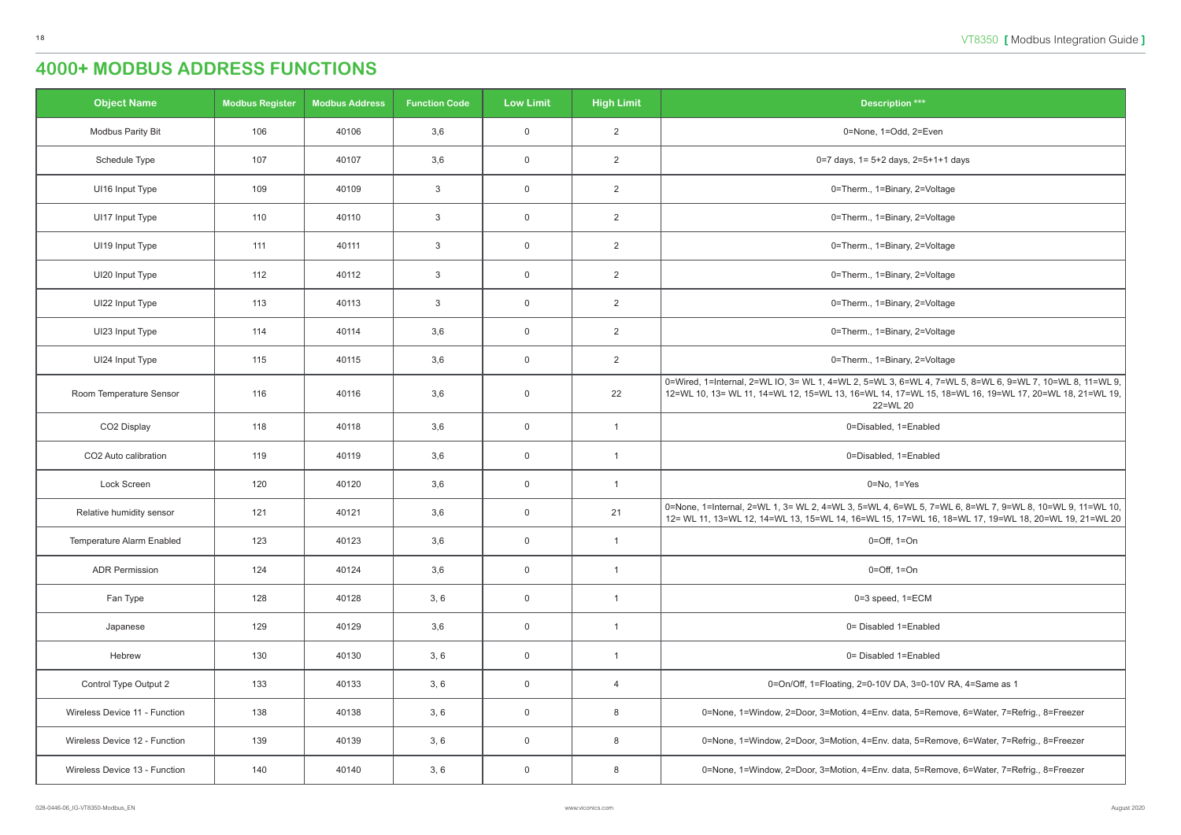# 4000+ MODBUS ADDRESS FUNCTIONS

| Object Name | Modbus Register | Modbus Address | Function Code | Low Limit | High Limit | Description *** |
|---|---|---|---|---|---|---|
| Modbus Parity Bit | 106 | 40106 | 3,6 | 0 | 2 | 0=None, 1=Odd, 2=Even |
| Schedule Type | 107 | 40107 | 3,6 | 0 | 2 | 0=7 days, 1= 5+2 days, 2=5+1+1 days |
| UI16 Input Type | 109 | 40109 | 3 | 0 | 2 | 0=Therm., 1=Binary, 2=Voltage |
| UI17 Input Type | 110 | 40110 | 3 | 0 | 2 | 0=Therm., 1=Binary, 2=Voltage |
| UI19 Input Type | 111 | 40111 | 3 | 0 | 2 | 0=Therm., 1=Binary, 2=Voltage |
| UI20 Input Type | 112 | 40112 | 3 | 0 | 2 | 0=Therm., 1=Binary, 2=Voltage |
| UI22 Input Type | 113 | 40113 | 3 | 0 | 2 | 0=Therm., 1=Binary, 2=Voltage |
| UI23 Input Type | 114 | 40114 | 3,6 | 0 | 2 | 0=Therm., 1=Binary, 2=Voltage |
| UI24 Input Type | 115 | 40115 | 3,6 | 0 | 2 | 0=Therm., 1=Binary, 2=Voltage |
| Room Temperature Sensor | 116 | 40116 | 3,6 | 0 | 22 | 0=Wired, 1=Internal, 2=WL IO, 3= WL 1, 4=WL 2, 5=WL 3, 6=WL 4, 7=WL 5, 8=WL 6, 9=WL 7, 10=WL 8, 11=WL 9, 12=WL 10, 13= WL 11, 14=WL 12, 15=WL 13, 16=WL 14, 17=WL 15, 18=WL 16, 19=WL 17, 20=WL 18, 21=WL 19, 22=WL 20 |
| CO2 Display | 118 | 40118 | 3,6 | 0 | 1 | 0=Disabled, 1=Enabled |
| CO2 Auto calibration | 119 | 40119 | 3,6 | 0 | 1 | 0=Disabled, 1=Enabled |
| Lock Screen | 120 | 40120 | 3,6 | 0 | 1 | 0=No, 1=Yes |
| Relative humidity sensor | 121 | 40121 | 3,6 | 0 | 21 | 0=None, 1=Internal, 2=WL 1, 3= WL 2, 4=WL 3, 5=WL 4, 6=WL 5, 7=WL 6, 8=WL 7, 9=WL 8, 10=WL 9, 11=WL 10, 12= WL 11, 13=WL 12, 14=WL 13, 15=WL 14, 16=WL 15, 17=WL 16, 18=WL 17, 19=WL 18, 20=WL 19, 21=WL 20 |
| Temperature Alarm Enabled | 123 | 40123 | 3,6 | 0 | 1 | 0=Off, 1=On |
| ADR Permission | 124 | 40124 | 3,6 | 0 | 1 | 0=Off, 1=On |
| Fan Type | 128 | 40128 | 3, 6 | 0 | 1 | 0=3 speed, 1=ECM |
| Japanese | 129 | 40129 | 3,6 | 0 | 1 | 0= Disabled 1=Enabled |
| Hebrew | 130 | 40130 | 3, 6 | 0 | 1 | 0= Disabled 1=Enabled |
| Control Type Output 2 | 133 | 40133 | 3, 6 | 0 | 4 | 0=On/Off, 1=Floating, 2=0-10V DA, 3=0-10V RA, 4=Same as 1 |
| Wireless Device 11 - Function | 138 | 40138 | 3, 6 | 0 | 8 | 0=None, 1=Window, 2=Door, 3=Motion, 4=Env. data, 5=Remove, 6=Water, 7=Refrig., 8=Freezer |
| Wireless Device 12 - Function | 139 | 40139 | 3, 6 | 0 | 8 | 0=None, 1=Window, 2=Door, 3=Motion, 4=Env. data, 5=Remove, 6=Water, 7=Refrig., 8=Freezer |
| Wireless Device 13 - Function | 140 | 40140 | 3, 6 | 0 | 8 | 0=None, 1=Window, 2=Door, 3=Motion, 4=Env. data, 5=Remove, 6=Water, 7=Refrig., 8=Freezer |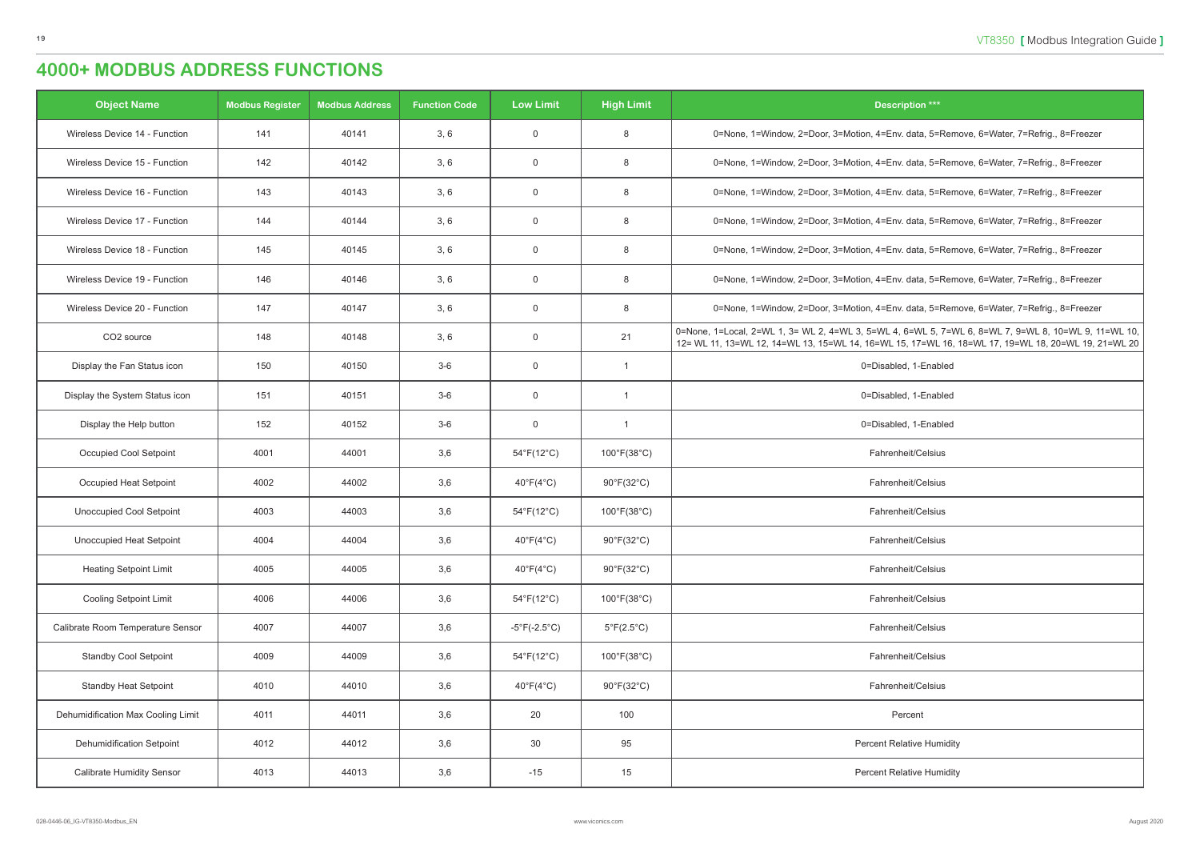# 4000+ MODBUS ADDRESS FUNCTIONS

| Object Name | Modbus Register | Modbus Address | Function Code | Low Limit | High Limit | Description *** |
|---|---|---|---|---|---|---|
| Wireless Device 14 - Function | 141 | 40141 | 3, 6 | 0 | 8 | 0=None, 1=Window, 2=Door, 3=Motion, 4=Env. data, 5=Remove, 6=Water, 7=Refrig., 8=Freezer |
| Wireless Device 15 - Function | 142 | 40142 | 3, 6 | 0 | 8 | 0=None, 1=Window, 2=Door, 3=Motion, 4=Env. data, 5=Remove, 6=Water, 7=Refrig., 8=Freezer |
| Wireless Device 16 - Function | 143 | 40143 | 3, 6 | 0 | 8 | 0=None, 1=Window, 2=Door, 3=Motion, 4=Env. data, 5=Remove, 6=Water, 7=Refrig., 8=Freezer |
| Wireless Device 17 - Function | 144 | 40144 | 3, 6 | 0 | 8 | 0=None, 1=Window, 2=Door, 3=Motion, 4=Env. data, 5=Remove, 6=Water, 7=Refrig., 8=Freezer |
| Wireless Device 18 - Function | 145 | 40145 | 3, 6 | 0 | 8 | 0=None, 1=Window, 2=Door, 3=Motion, 4=Env. data, 5=Remove, 6=Water, 7=Refrig., 8=Freezer |
| Wireless Device 19 - Function | 146 | 40146 | 3, 6 | 0 | 8 | 0=None, 1=Window, 2=Door, 3=Motion, 4=Env. data, 5=Remove, 6=Water, 7=Refrig., 8=Freezer |
| Wireless Device 20 - Function | 147 | 40147 | 3, 6 | 0 | 8 | 0=None, 1=Window, 2=Door, 3=Motion, 4=Env. data, 5=Remove, 6=Water, 7=Refrig., 8=Freezer |
| CO2 source | 148 | 40148 | 3, 6 | 0 | 21 | 0=None, 1=Local, 2=WL 1, 3= WL 2, 4=WL 3, 5=WL 4, 6=WL 5, 7=WL 6, 8=WL 7, 9=WL 8, 10=WL 9, 11=WL 10, 12= WL 11, 13=WL 12, 14=WL 13, 15=WL 14, 16=WL 15, 17=WL 16, 18=WL 17, 19=WL 18, 20=WL 19, 21=WL 20 |
| Display the Fan Status icon | 150 | 40150 | 3-6 | 0 | 1 | 0=Disabled, 1-Enabled |
| Display the System Status icon | 151 | 40151 | 3-6 | 0 | 1 | 0=Disabled, 1-Enabled |
| Display the Help button | 152 | 40152 | 3-6 | 0 | 1 | 0=Disabled, 1-Enabled |
| Occupied Cool Setpoint | 4001 | 44001 | 3,6 | 54°F(12°C) | 100°F(38°C) | Fahrenheit/Celsius |
| Occupied Heat Setpoint | 4002 | 44002 | 3,6 | 40°F(4°C) | 90°F(32°C) | Fahrenheit/Celsius |
| Unoccupied Cool Setpoint | 4003 | 44003 | 3,6 | 54°F(12°C) | 100°F(38°C) | Fahrenheit/Celsius |
| Unoccupied Heat Setpoint | 4004 | 44004 | 3,6 | 40°F(4°C) | 90°F(32°C) | Fahrenheit/Celsius |
| Heating Setpoint Limit | 4005 | 44005 | 3,6 | 40°F(4°C) | 90°F(32°C) | Fahrenheit/Celsius |
| Cooling Setpoint Limit | 4006 | 44006 | 3,6 | 54°F(12°C) | 100°F(38°C) | Fahrenheit/Celsius |
| Calibrate Room Temperature Sensor | 4007 | 44007 | 3,6 | -5°F(-2.5°C) | 5°F(2.5°C) | Fahrenheit/Celsius |
| Standby Cool Setpoint | 4009 | 44009 | 3,6 | 54°F(12°C) | 100°F(38°C) | Fahrenheit/Celsius |
| Standby Heat Setpoint | 4010 | 44010 | 3,6 | 40°F(4°C) | 90°F(32°C) | Fahrenheit/Celsius |
| Dehumidification Max Cooling Limit | 4011 | 44011 | 3,6 | 20 | 100 | Percent |
| Dehumidification Setpoint | 4012 | 44012 | 3,6 | 30 | 95 | Percent Relative Humidity |
| Calibrate Humidity Sensor | 4013 | 44013 | 3,6 | -15 | 15 | Percent Relative Humidity |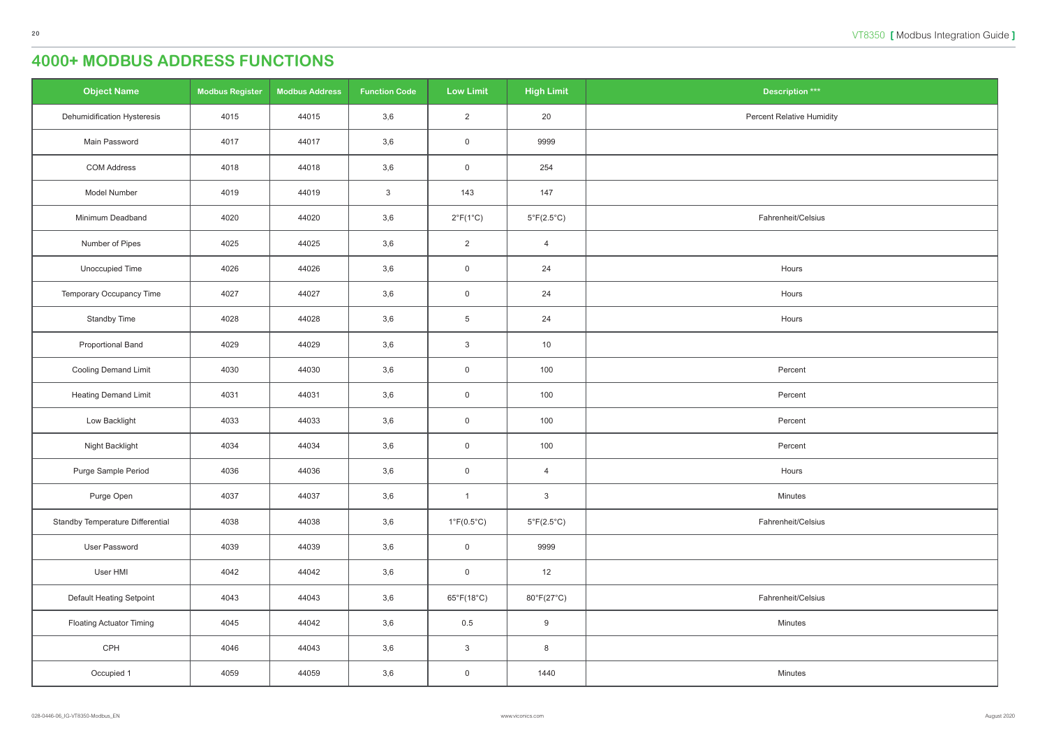# 4000+ MODBUS ADDRESS FUNCTIONS

| Object Name | Modbus Register | Modbus Address | Function Code | Low Limit | High Limit | Description *** |
|---|---|---|---|---|---|---|
| Dehumidification Hysteresis | 4015 | 44015 | 3,6 | 2 | 20 | Percent Relative Humidity |
| Main Password | 4017 | 44017 | 3,6 | 0 | 9999 | |
| COM Address | 4018 | 44018 | 3,6 | 0 | 254 | |
| Model Number | 4019 | 44019 | 3 | 143 | 147 | |
| Minimum Deadband | 4020 | 44020 | 3,6 | 2°F(1°C) | 5°F(2.5°C) | Fahrenheit/Celsius |
| Number of Pipes | 4025 | 44025 | 3,6 | 2 | 4 | |
| Unoccupied Time | 4026 | 44026 | 3,6 | 0 | 24 | Hours |
| Temporary Occupancy Time | 4027 | 44027 | 3,6 | 0 | 24 | Hours |
| Standby Time | 4028 | 44028 | 3,6 | 5 | 24 | Hours |
| Proportional Band | 4029 | 44029 | 3,6 | 3 | 10 | |
| Cooling Demand Limit | 4030 | 44030 | 3,6 | 0 | 100 | Percent |
| Heating Demand Limit | 4031 | 44031 | 3,6 | 0 | 100 | Percent |
| Low Backlight | 4033 | 44033 | 3,6 | 0 | 100 | Percent |
| Night Backlight | 4034 | 44034 | 3,6 | 0 | 100 | Percent |
| Purge Sample Period | 4036 | 44036 | 3,6 | 0 | 4 | Hours |
| Purge Open | 4037 | 44037 | 3,6 | 1 | 3 | Minutes |
| Standby Temperature Differential | 4038 | 44038 | 3,6 | 1°F(0.5°C) | 5°F(2.5°C) | Fahrenheit/Celsius |
| User Password | 4039 | 44039 | 3,6 | 0 | 9999 | |
| User HMI | 4042 | 44042 | 3,6 | 0 | 12 | |
| Default Heating Setpoint | 4043 | 44043 | 3,6 | 65°F(18°C) | 80°F(27°C) | Fahrenheit/Celsius |
| Floating Actuator Timing | 4045 | 44042 | 3,6 | 0.5 | 9 | Minutes |
| CPH | 4046 | 44043 | 3,6 | 3 | 8 | |
| Occupied 1 | 4059 | 44059 | 3,6 | 0 | 1440 | Minutes |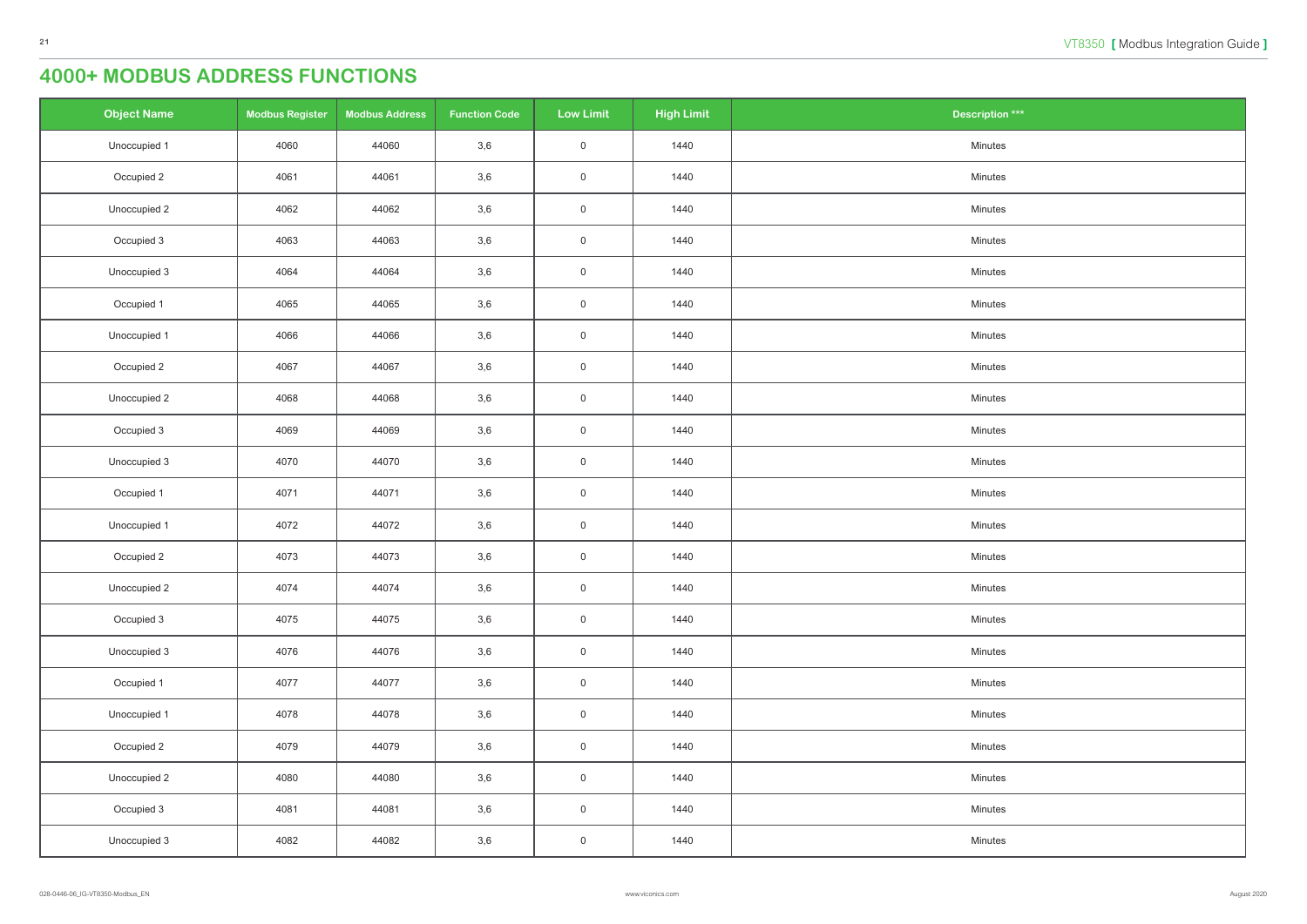# 4000+ MODBUS ADDRESS FUNCTIONS

| Object Name | Modbus Register | Modbus Address | Function Code | Low Limit | High Limit | Description *** |
|---|---|---|---|---|---|---|
| Unoccupied 1 | 4060 | 44060 | 3,6 | 0 | 1440 | Minutes |
| Occupied 2 | 4061 | 44061 | 3,6 | 0 | 1440 | Minutes |
| Unoccupied 2 | 4062 | 44062 | 3,6 | 0 | 1440 | Minutes |
| Occupied 3 | 4063 | 44063 | 3,6 | 0 | 1440 | Minutes |
| Unoccupied 3 | 4064 | 44064 | 3,6 | 0 | 1440 | Minutes |
| Occupied 1 | 4065 | 44065 | 3,6 | 0 | 1440 | Minutes |
| Unoccupied 1 | 4066 | 44066 | 3,6 | 0 | 1440 | Minutes |
| Occupied 2 | 4067 | 44067 | 3,6 | 0 | 1440 | Minutes |
| Unoccupied 2 | 4068 | 44068 | 3,6 | 0 | 1440 | Minutes |
| Occupied 3 | 4069 | 44069 | 3,6 | 0 | 1440 | Minutes |
| Unoccupied 3 | 4070 | 44070 | 3,6 | 0 | 1440 | Minutes |
| Occupied 1 | 4071 | 44071 | 3,6 | 0 | 1440 | Minutes |
| Unoccupied 1 | 4072 | 44072 | 3,6 | 0 | 1440 | Minutes |
| Occupied 2 | 4073 | 44073 | 3,6 | 0 | 1440 | Minutes |
| Unoccupied 2 | 4074 | 44074 | 3,6 | 0 | 1440 | Minutes |
| Occupied 3 | 4075 | 44075 | 3,6 | 0 | 1440 | Minutes |
| Unoccupied 3 | 4076 | 44076 | 3,6 | 0 | 1440 | Minutes |
| Occupied 1 | 4077 | 44077 | 3,6 | 0 | 1440 | Minutes |
| Unoccupied 1 | 4078 | 44078 | 3,6 | 0 | 1440 | Minutes |
| Occupied 2 | 4079 | 44079 | 3,6 | 0 | 1440 | Minutes |
| Unoccupied 2 | 4080 | 44080 | 3,6 | 0 | 1440 | Minutes |
| Occupied 3 | 4081 | 44081 | 3,6 | 0 | 1440 | Minutes |
| Unoccupied 3 | 4082 | 44082 | 3,6 | 0 | 1440 | Minutes |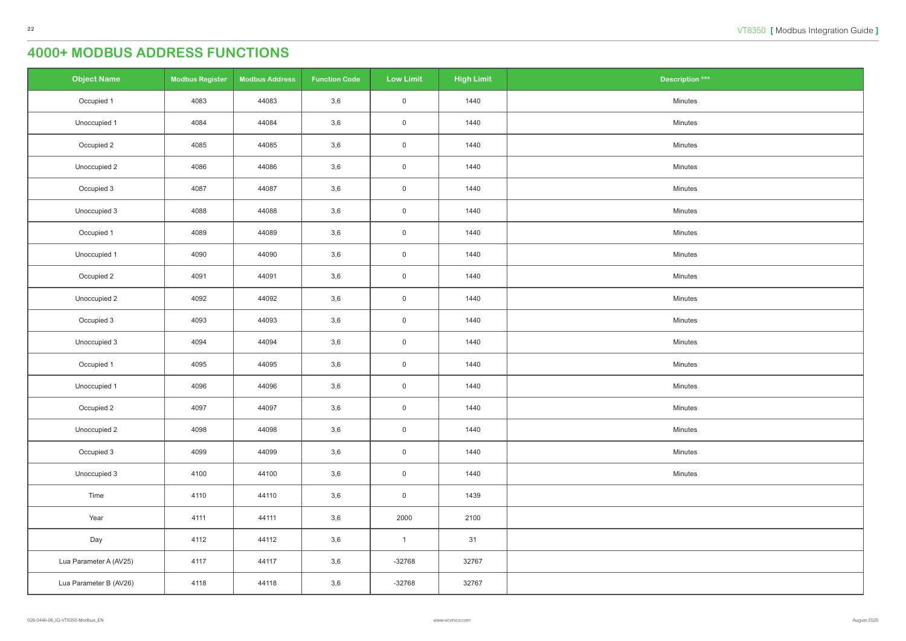# 4000+ MODBUS ADDRESS FUNCTIONS

| Object Name | Modbus Register | Modbus Address | Function Code | Low Limit | High Limit | Description *** |
|---|---|---|---|---|---|---|
| Occupied 1 | 4083 | 44083 | 3,6 | 0 | 1440 | Minutes |
| Unoccupied 1 | 4084 | 44084 | 3,6 | 0 | 1440 | Minutes |
| Occupied 2 | 4085 | 44085 | 3,6 | 0 | 1440 | Minutes |
| Unoccupied 2 | 4086 | 44086 | 3,6 | 0 | 1440 | Minutes |
| Occupied 3 | 4087 | 44087 | 3,6 | 0 | 1440 | Minutes |
| Unoccupied 3 | 4088 | 44088 | 3,6 | 0 | 1440 | Minutes |
| Occupied 1 | 4089 | 44089 | 3,6 | 0 | 1440 | Minutes |
| Unoccupied 1 | 4090 | 44090 | 3,6 | 0 | 1440 | Minutes |
| Occupied 2 | 4091 | 44091 | 3,6 | 0 | 1440 | Minutes |
| Unoccupied 2 | 4092 | 44092 | 3,6 | 0 | 1440 | Minutes |
| Occupied 3 | 4093 | 44093 | 3,6 | 0 | 1440 | Minutes |
| Unoccupied 3 | 4094 | 44094 | 3,6 | 0 | 1440 | Minutes |
| Occupied 1 | 4095 | 44095 | 3,6 | 0 | 1440 | Minutes |
| Unoccupied 1 | 4096 | 44096 | 3,6 | 0 | 1440 | Minutes |
| Occupied 2 | 4097 | 44097 | 3,6 | 0 | 1440 | Minutes |
| Unoccupied 2 | 4098 | 44098 | 3,6 | 0 | 1440 | Minutes |
| Occupied 3 | 4099 | 44099 | 3,6 | 0 | 1440 | Minutes |
| Unoccupied 3 | 4100 | 44100 | 3,6 | 0 | 1440 | Minutes |
| Time | 4110 | 44110 | 3,6 | 0 | 1439 | |
| Year | 4111 | 44111 | 3,6 | 2000 | 2100 | |
| Day | 4112 | 44112 | 3,6 | 1 | 31 | |
| Lua Parameter A (AV25) | 4117 | 44117 | 3,6 | -32768 | 32767 | |
| Lua Parameter B (AV26) | 4118 | 44118 | 3,6 | -32768 | 32767 | |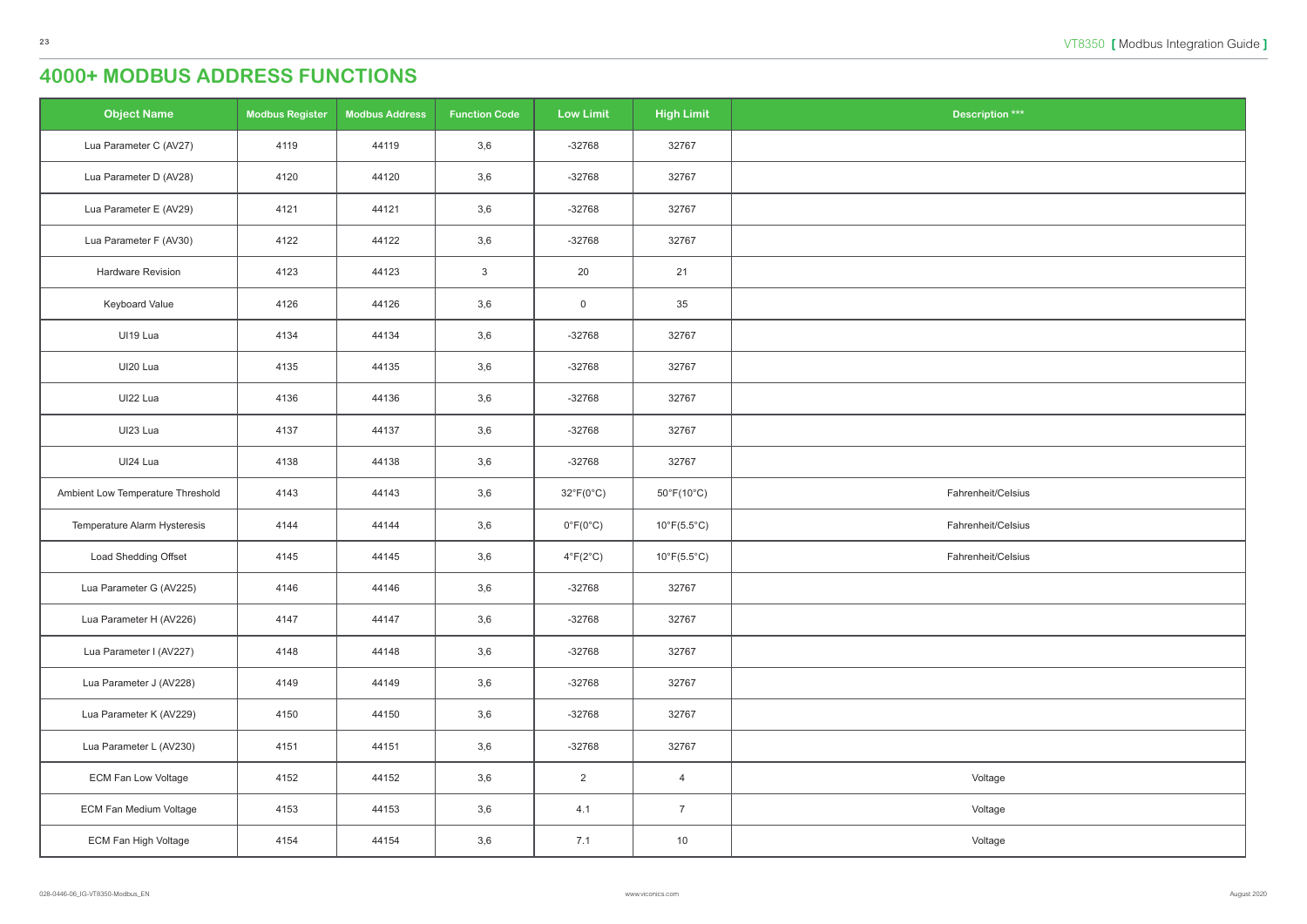# 4000+ MODBUS ADDRESS FUNCTIONS

| Object Name | Modbus Register | Modbus Address | Function Code | Low Limit | High Limit | Description *** |
|---|---|---|---|---|---|---|
| Lua Parameter C (AV27) | 4119 | 44119 | 3,6 | -32768 | 32767 | |
| Lua Parameter D (AV28) | 4120 | 44120 | 3,6 | -32768 | 32767 | |
| Lua Parameter E (AV29) | 4121 | 44121 | 3,6 | -32768 | 32767 | |
| Lua Parameter F (AV30) | 4122 | 44122 | 3,6 | -32768 | 32767 | |
| Hardware Revision | 4123 | 44123 | 3 | 20 | 21 | |
| Keyboard Value | 4126 | 44126 | 3,6 | 0 | 35 | |
| UI19 Lua | 4134 | 44134 | 3,6 | -32768 | 32767 | |
| UI20 Lua | 4135 | 44135 | 3,6 | -32768 | 32767 | |
| UI22 Lua | 4136 | 44136 | 3,6 | -32768 | 32767 | |
| UI23 Lua | 4137 | 44137 | 3,6 | -32768 | 32767 | |
| UI24 Lua | 4138 | 44138 | 3,6 | -32768 | 32767 | |
| Ambient Low Temperature Threshold | 4143 | 44143 | 3,6 | 32°F(0°C) | 50°F(10°C) | Fahrenheit/Celsius |
| Temperature Alarm Hysteresis | 4144 | 44144 | 3,6 | 0°F(0°C) | 10°F(5.5°C) | Fahrenheit/Celsius |
| Load Shedding Offset | 4145 | 44145 | 3,6 | 4°F(2°C) | 10°F(5.5°C) | Fahrenheit/Celsius |
| Lua Parameter G (AV225) | 4146 | 44146 | 3,6 | -32768 | 32767 | |
| Lua Parameter H (AV226) | 4147 | 44147 | 3,6 | -32768 | 32767 | |
| Lua Parameter I (AV227) | 4148 | 44148 | 3,6 | -32768 | 32767 | |
| Lua Parameter J (AV228) | 4149 | 44149 | 3,6 | -32768 | 32767 | |
| Lua Parameter K (AV229) | 4150 | 44150 | 3,6 | -32768 | 32767 | |
| Lua Parameter L (AV230) | 4151 | 44151 | 3,6 | -32768 | 32767 | |
| ECM Fan Low Voltage | 4152 | 44152 | 3,6 | 2 | 4 | Voltage |
| ECM Fan Medium Voltage | 4153 | 44153 | 3,6 | 4.1 | 7 | Voltage |
| ECM Fan High Voltage | 4154 | 44154 | 3,6 | 7.1 | 10 | Voltage |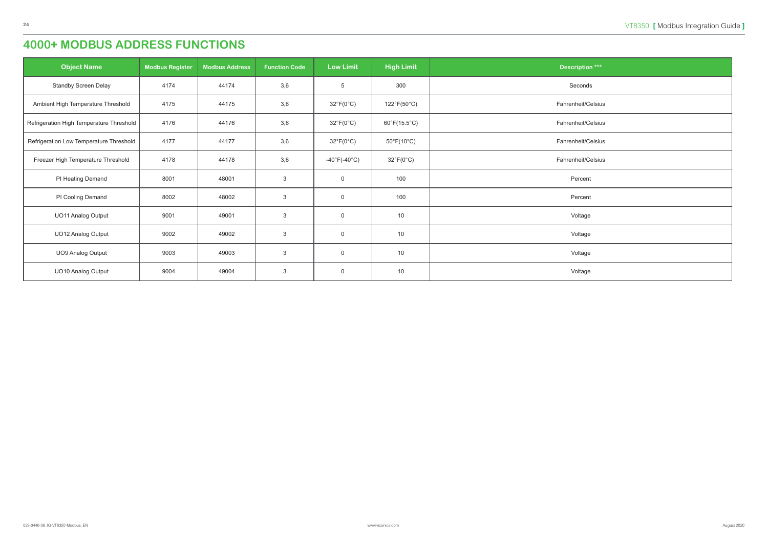# 4000+ MODBUS ADDRESS FUNCTIONS

| Object Name | Modbus Register | Modbus Address | Function Code | Low Limit | High Limit | Description *** |
|---|---|---|---|---|---|---|
| Standby Screen Delay | 4174 | 44174 | 3,6 | 5 | 300 | Seconds |
| Ambient High Temperature Threshold | 4175 | 44175 | 3,6 | 32°F(0°C) | 122°F(50°C) | Fahrenheit/Celsius |
| Refrigeration High Temperature Threshold | 4176 | 44176 | 3,6 | 32°F(0°C) | 60°F(15.5°C) | Fahrenheit/Celsius |
| Refrigeration Low Temperature Threshold | 4177 | 44177 | 3,6 | 32°F(0°C) | 50°F(10°C) | Fahrenheit/Celsius |
| Freezer High Temperature Threshold | 4178 | 44178 | 3,6 | -40°F(-40°C) | 32°F(0°C) | Fahrenheit/Celsius |
| PI Heating Demand | 8001 | 48001 | 3 | 0 | 100 | Percent |
| PI Cooling Demand | 8002 | 48002 | 3 | 0 | 100 | Percent |
| UO11 Analog Output | 9001 | 49001 | 3 | 0 | 10 | Voltage |
| UO12 Analog Output | 9002 | 49002 | 3 | 0 | 10 | Voltage |
| UO9 Analog Output | 9003 | 49003 | 3 | 0 | 10 | Voltage |
| UO10 Analog Output | 9004 | 49004 | 3 | 0 | 10 | Voltage |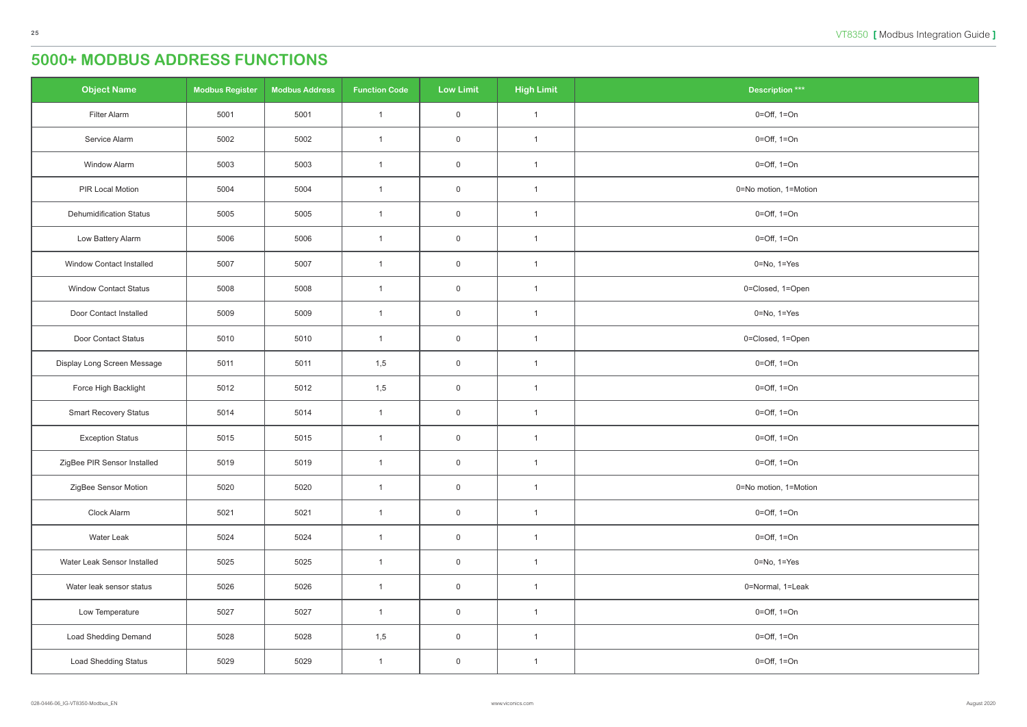# 5000+ MODBUS ADDRESS FUNCTIONS

| Object Name | Modbus Register | Modbus Address | Function Code | Low Limit | High Limit | Description *** |
|---|---|---|---|---|---|---|
| Filter Alarm | 5001 | 5001 | 1 | 0 | 1 | 0=Off, 1=On |
| Service Alarm | 5002 | 5002 | 1 | 0 | 1 | 0=Off, 1=On |
| Window Alarm | 5003 | 5003 | 1 | 0 | 1 | 0=Off, 1=On |
| PIR Local Motion | 5004 | 5004 | 1 | 0 | 1 | 0=No motion, 1=Motion |
| Dehumidification Status | 5005 | 5005 | 1 | 0 | 1 | 0=Off, 1=On |
| Low Battery Alarm | 5006 | 5006 | 1 | 0 | 1 | 0=Off, 1=On |
| Window Contact Installed | 5007 | 5007 | 1 | 0 | 1 | 0=No, 1=Yes |
| Window Contact Status | 5008 | 5008 | 1 | 0 | 1 | 0=Closed, 1=Open |
| Door Contact Installed | 5009 | 5009 | 1 | 0 | 1 | 0=No, 1=Yes |
| Door Contact Status | 5010 | 5010 | 1 | 0 | 1 | 0=Closed, 1=Open |
| Display Long Screen Message | 5011 | 5011 | 1,5 | 0 | 1 | 0=Off, 1=On |
| Force High Backlight | 5012 | 5012 | 1,5 | 0 | 1 | 0=Off, 1=On |
| Smart Recovery Status | 5014 | 5014 | 1 | 0 | 1 | 0=Off, 1=On |
| Exception Status | 5015 | 5015 | 1 | 0 | 1 | 0=Off, 1=On |
| ZigBee PIR Sensor Installed | 5019 | 5019 | 1 | 0 | 1 | 0=Off, 1=On |
| ZigBee Sensor Motion | 5020 | 5020 | 1 | 0 | 1 | 0=No motion, 1=Motion |
| Clock Alarm | 5021 | 5021 | 1 | 0 | 1 | 0=Off, 1=On |
| Water Leak | 5024 | 5024 | 1 | 0 | 1 | 0=Off, 1=On |
| Water Leak Sensor Installed | 5025 | 5025 | 1 | 0 | 1 | 0=No, 1=Yes |
| Water leak sensor status | 5026 | 5026 | 1 | 0 | 1 | 0=Normal, 1=Leak |
| Low Temperature | 5027 | 5027 | 1 | 0 | 1 | 0=Off, 1=On |
| Load Shedding Demand | 5028 | 5028 | 1,5 | 0 | 1 | 0=Off, 1=On |
| Load Shedding Status | 5029 | 5029 | 1 | 0 | 1 | 0=Off, 1=On |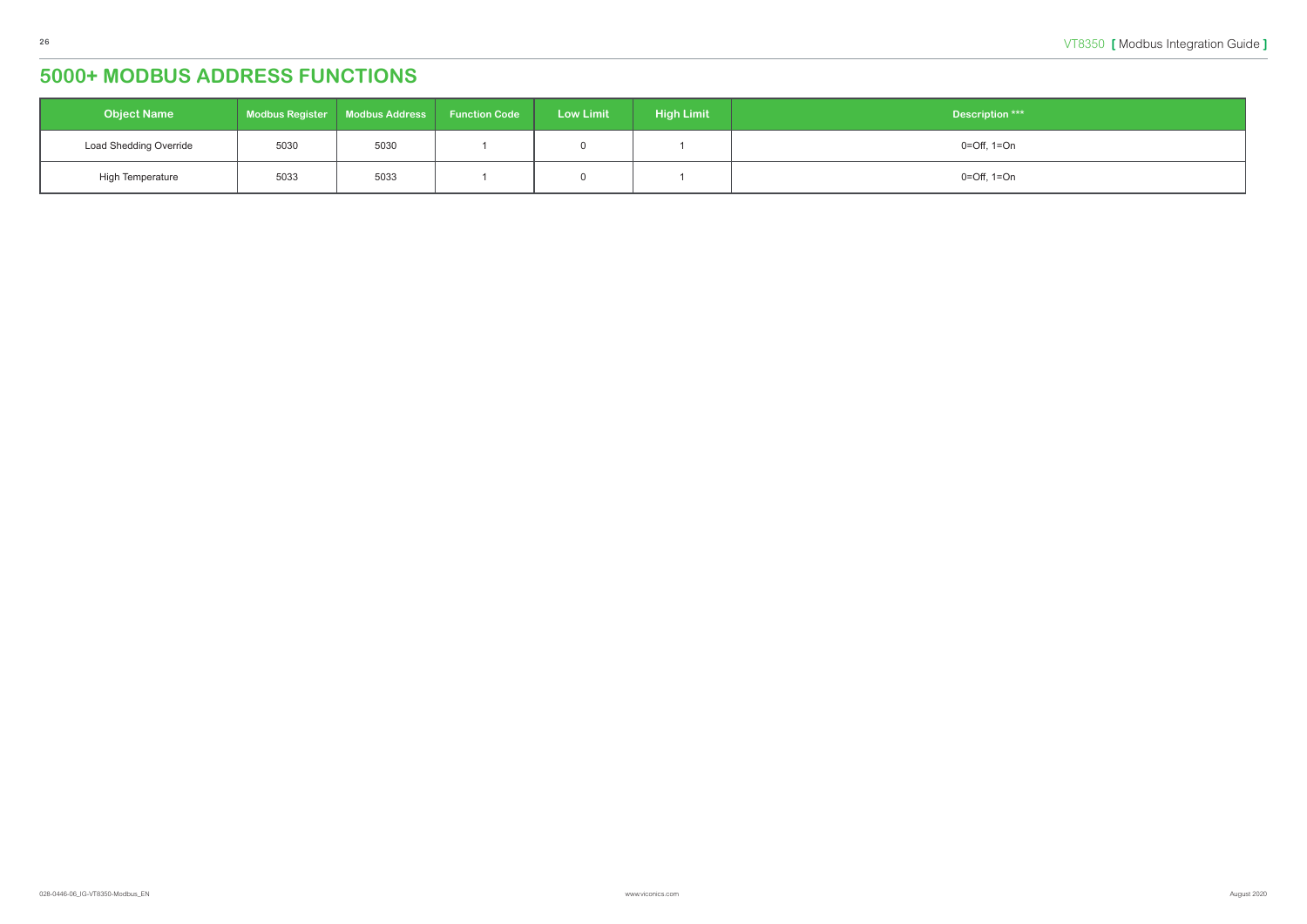# 5000+ MODBUS ADDRESS FUNCTIONS

| Object Name | Modbus Register | Modbus Address | Function Code | Low Limit | High Limit | Description *** |
|---|---|---|---|---|---|---|
| Load Shedding Override | 5030 | 5030 | 1 | 0 | 1 | 0=Off, 1=On |
| High Temperature | 5033 | 5033 | 1 | 0 | 1 | 0=Off, 1=On |